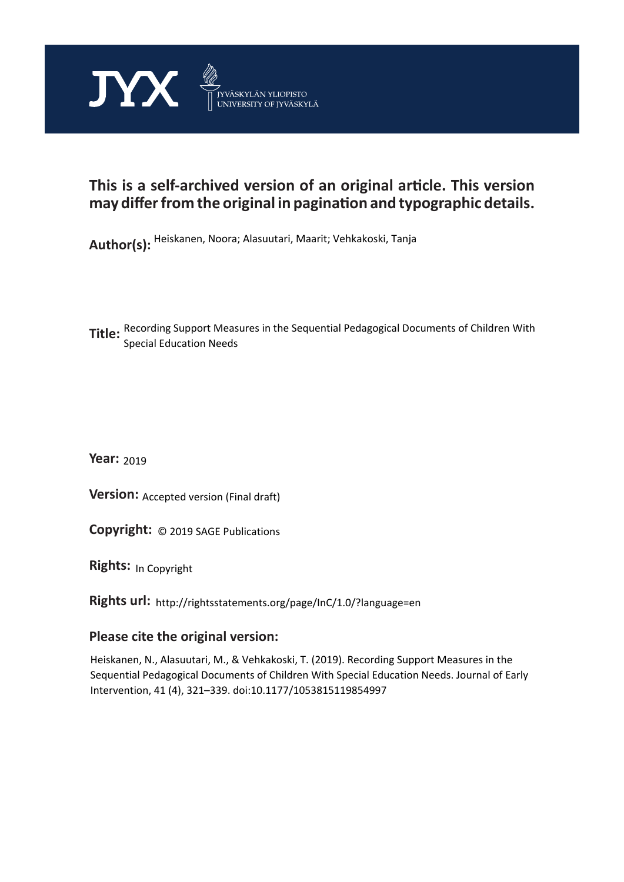JYX JYVÄSKYLÄN YLIOPISTO UNIVERSITY OF JYVÄSKYLÄ

**This is a self-archived version of an original article. This version may differ from the original in pagination and typographic details.**

**Author(s):** Heiskanen, Noora; Alasuutari, Maarit; Vehkakoski, Tanja

**Title:** Recording Support Measures in the Sequential Pedagogical Documents of Children With Special Education Needs

**Year:** 2019

**Version:** Accepted version (Final draft)

**Copyright:** © 2019 SAGE Publications

**Rights:** In Copyright

**Rights url:** http://rightsstatements.org/page/InC/1.0/?language=en

**Please cite the original version:**

Heiskanen, N., Alasuutari, M., & Vehkakoski, T. (2019). Recording Support Measures in the Sequential Pedagogical Documents of Children With Special Education Needs. Journal of Early Intervention, 41 (4), 321–339. doi:10.1177/1053815119854997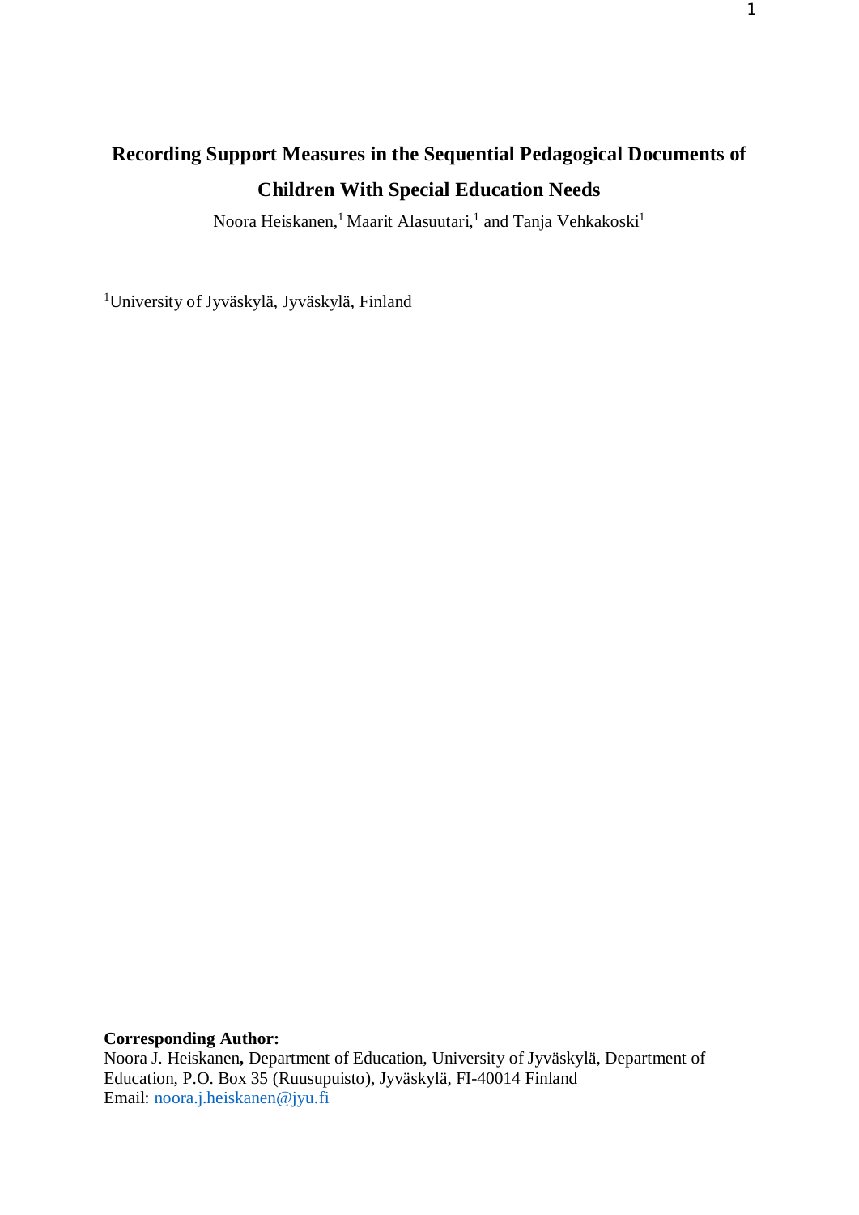# Recording Support Measures in the Sequential Pedagogical Documents of Children With Special Education Needs

Noora Heiskanen,[1] Maarit Alasuutari,[1] and Tanja Vehkakoski[1]

[1]University of Jyväskylä, Jyväskylä, Finland

**Corresponding Author:**
Noora J. Heiskanen**,** Department of Education, University of Jyväskylä, Department of Education, P.O. Box 35 (Ruusupuisto), Jyväskylä, FI-40014 Finland
Email: noora.j.heiskanen@jyu.fi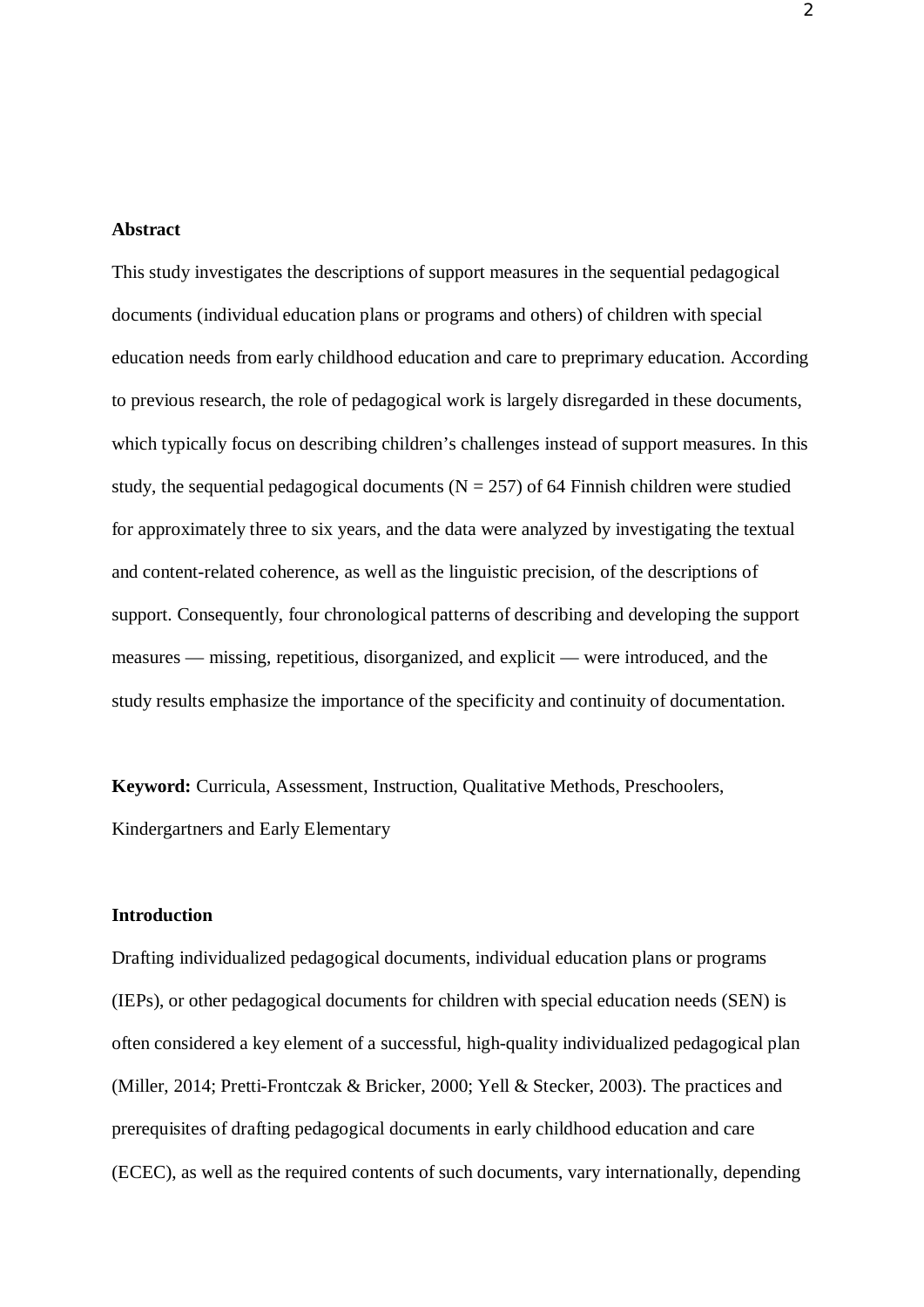## Abstract

This study investigates the descriptions of support measures in the sequential pedagogical documents (individual education plans or programs and others) of children with special education needs from early childhood education and care to preprimary education. According to previous research, the role of pedagogical work is largely disregarded in these documents, which typically focus on describing children's challenges instead of support measures. In this study, the sequential pedagogical documents (N = 257) of 64 Finnish children were studied for approximately three to six years, and the data were analyzed by investigating the textual and content-related coherence, as well as the linguistic precision, of the descriptions of support. Consequently, four chronological patterns of describing and developing the support measures — missing, repetitious, disorganized, and explicit — were introduced, and the study results emphasize the importance of the specificity and continuity of documentation.

**Keyword:** Curricula, Assessment, Instruction, Qualitative Methods, Preschoolers, Kindergartners and Early Elementary

## Introduction

Drafting individualized pedagogical documents, individual education plans or programs (IEPs), or other pedagogical documents for children with special education needs (SEN) is often considered a key element of a successful, high-quality individualized pedagogical plan (Miller, 2014; Pretti-Frontczak & Bricker, 2000; Yell & Stecker, 2003). The practices and prerequisites of drafting pedagogical documents in early childhood education and care (ECEC), as well as the required contents of such documents, vary internationally, depending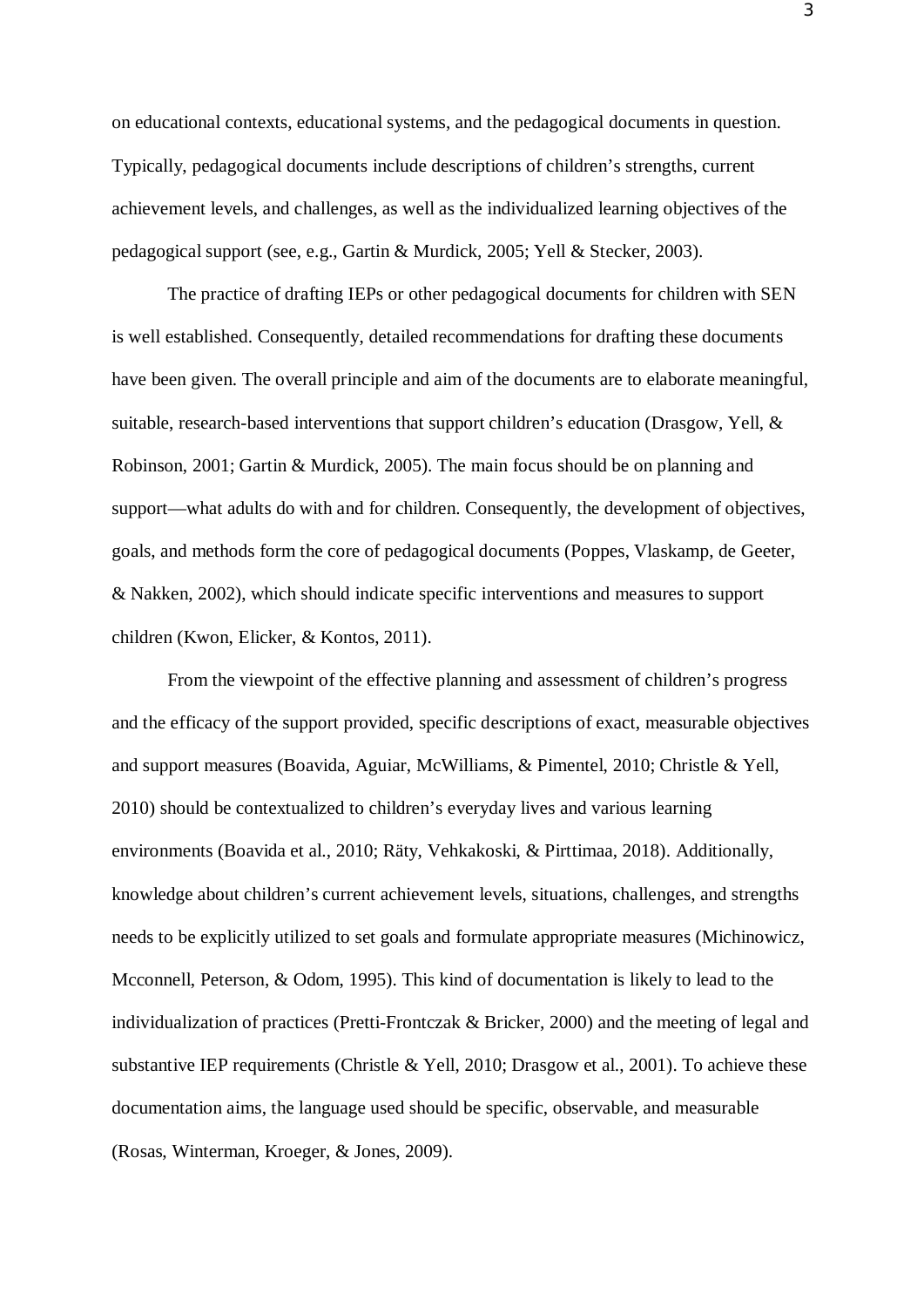on educational contexts, educational systems, and the pedagogical documents in question. Typically, pedagogical documents include descriptions of children's strengths, current achievement levels, and challenges, as well as the individualized learning objectives of the pedagogical support (see, e.g., Gartin & Murdick, 2005; Yell & Stecker, 2003).

The practice of drafting IEPs or other pedagogical documents for children with SEN is well established. Consequently, detailed recommendations for drafting these documents have been given. The overall principle and aim of the documents are to elaborate meaningful, suitable, research-based interventions that support children's education (Drasgow, Yell, & Robinson, 2001; Gartin & Murdick, 2005). The main focus should be on planning and support—what adults do with and for children. Consequently, the development of objectives, goals, and methods form the core of pedagogical documents (Poppes, Vlaskamp, de Geeter, & Nakken, 2002), which should indicate specific interventions and measures to support children (Kwon, Elicker, & Kontos, 2011).

From the viewpoint of the effective planning and assessment of children's progress and the efficacy of the support provided, specific descriptions of exact, measurable objectives and support measures (Boavida, Aguiar, McWilliams, & Pimentel, 2010; Christle & Yell, 2010) should be contextualized to children's everyday lives and various learning environments (Boavida et al., 2010; Räty, Vehkakoski, & Pirttimaa, 2018). Additionally, knowledge about children's current achievement levels, situations, challenges, and strengths needs to be explicitly utilized to set goals and formulate appropriate measures (Michinowicz, Mcconnell, Peterson, & Odom, 1995). This kind of documentation is likely to lead to the individualization of practices (Pretti-Frontczak & Bricker, 2000) and the meeting of legal and substantive IEP requirements (Christle & Yell, 2010; Drasgow et al., 2001). To achieve these documentation aims, the language used should be specific, observable, and measurable (Rosas, Winterman, Kroeger, & Jones, 2009).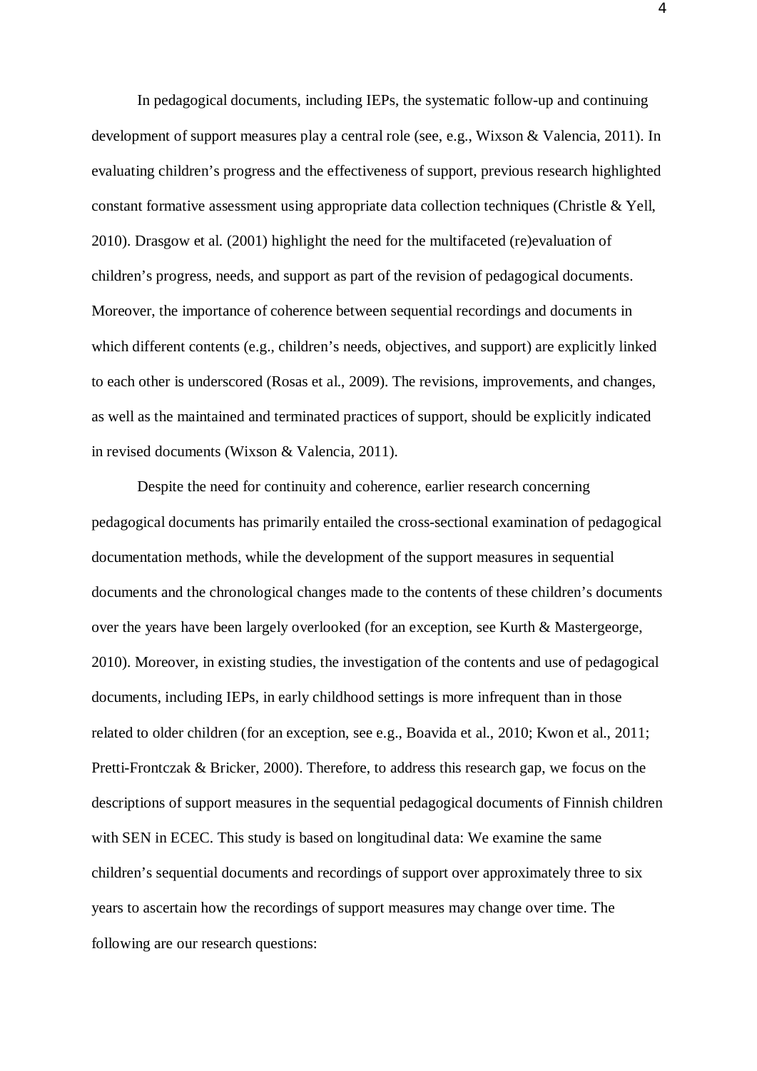In pedagogical documents, including IEPs, the systematic follow-up and continuing development of support measures play a central role (see, e.g., Wixson & Valencia, 2011). In evaluating children's progress and the effectiveness of support, previous research highlighted constant formative assessment using appropriate data collection techniques (Christle & Yell, 2010). Drasgow et al. (2001) highlight the need for the multifaceted (re)evaluation of children's progress, needs, and support as part of the revision of pedagogical documents. Moreover, the importance of coherence between sequential recordings and documents in which different contents (e.g., children's needs, objectives, and support) are explicitly linked to each other is underscored (Rosas et al., 2009). The revisions, improvements, and changes, as well as the maintained and terminated practices of support, should be explicitly indicated in revised documents (Wixson & Valencia, 2011).

Despite the need for continuity and coherence, earlier research concerning pedagogical documents has primarily entailed the cross-sectional examination of pedagogical documentation methods, while the development of the support measures in sequential documents and the chronological changes made to the contents of these children's documents over the years have been largely overlooked (for an exception, see Kurth & Mastergeorge, 2010). Moreover, in existing studies, the investigation of the contents and use of pedagogical documents, including IEPs, in early childhood settings is more infrequent than in those related to older children (for an exception, see e.g., Boavida et al., 2010; Kwon et al., 2011; Pretti-Frontczak & Bricker, 2000). Therefore, to address this research gap, we focus on the descriptions of support measures in the sequential pedagogical documents of Finnish children with SEN in ECEC. This study is based on longitudinal data: We examine the same children's sequential documents and recordings of support over approximately three to six years to ascertain how the recordings of support measures may change over time. The following are our research questions: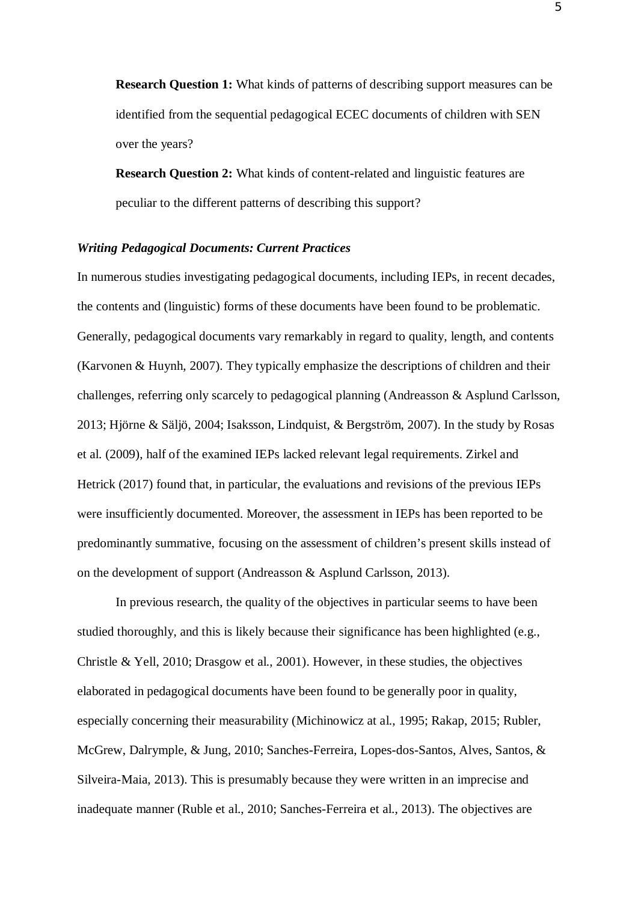**Research Question 1:** What kinds of patterns of describing support measures can be identified from the sequential pedagogical ECEC documents of children with SEN over the years?

**Research Question 2:** What kinds of content-related and linguistic features are peculiar to the different patterns of describing this support?

### *Writing Pedagogical Documents: Current Practices*

In numerous studies investigating pedagogical documents, including IEPs, in recent decades, the contents and (linguistic) forms of these documents have been found to be problematic. Generally, pedagogical documents vary remarkably in regard to quality, length, and contents (Karvonen & Huynh, 2007). They typically emphasize the descriptions of children and their challenges, referring only scarcely to pedagogical planning (Andreasson & Asplund Carlsson, 2013; Hjörne & Säljö, 2004; Isaksson, Lindquist, & Bergström, 2007). In the study by Rosas et al. (2009), half of the examined IEPs lacked relevant legal requirements. Zirkel and Hetrick (2017) found that, in particular, the evaluations and revisions of the previous IEPs were insufficiently documented. Moreover, the assessment in IEPs has been reported to be predominantly summative, focusing on the assessment of children's present skills instead of on the development of support (Andreasson & Asplund Carlsson, 2013).

In previous research, the quality of the objectives in particular seems to have been studied thoroughly, and this is likely because their significance has been highlighted (e.g., Christle & Yell, 2010; Drasgow et al., 2001). However, in these studies, the objectives elaborated in pedagogical documents have been found to be generally poor in quality, especially concerning their measurability (Michinowicz at al., 1995; Rakap, 2015; Rubler, McGrew, Dalrymple, & Jung, 2010; Sanches-Ferreira, Lopes-dos-Santos, Alves, Santos, & Silveira-Maia, 2013). This is presumably because they were written in an imprecise and inadequate manner (Ruble et al., 2010; Sanches-Ferreira et al., 2013). The objectives are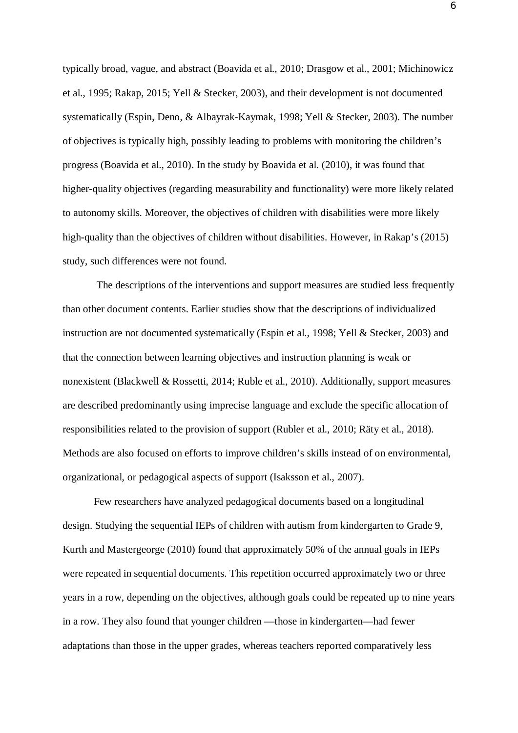typically broad, vague, and abstract (Boavida et al., 2010; Drasgow et al., 2001; Michinowicz et al., 1995; Rakap, 2015; Yell & Stecker, 2003), and their development is not documented systematically (Espin, Deno, & Albayrak-Kaymak, 1998; Yell & Stecker, 2003). The number of objectives is typically high, possibly leading to problems with monitoring the children's progress (Boavida et al., 2010). In the study by Boavida et al. (2010), it was found that higher-quality objectives (regarding measurability and functionality) were more likely related to autonomy skills. Moreover, the objectives of children with disabilities were more likely high-quality than the objectives of children without disabilities. However, in Rakap's (2015) study, such differences were not found.

The descriptions of the interventions and support measures are studied less frequently than other document contents. Earlier studies show that the descriptions of individualized instruction are not documented systematically (Espin et al., 1998; Yell & Stecker, 2003) and that the connection between learning objectives and instruction planning is weak or nonexistent (Blackwell & Rossetti, 2014; Ruble et al., 2010). Additionally, support measures are described predominantly using imprecise language and exclude the specific allocation of responsibilities related to the provision of support (Rubler et al., 2010; Räty et al., 2018). Methods are also focused on efforts to improve children's skills instead of on environmental, organizational, or pedagogical aspects of support (Isaksson et al., 2007).

Few researchers have analyzed pedagogical documents based on a longitudinal design. Studying the sequential IEPs of children with autism from kindergarten to Grade 9, Kurth and Mastergeorge (2010) found that approximately 50% of the annual goals in IEPs were repeated in sequential documents. This repetition occurred approximately two or three years in a row, depending on the objectives, although goals could be repeated up to nine years in a row. They also found that younger children —those in kindergarten—had fewer adaptations than those in the upper grades, whereas teachers reported comparatively less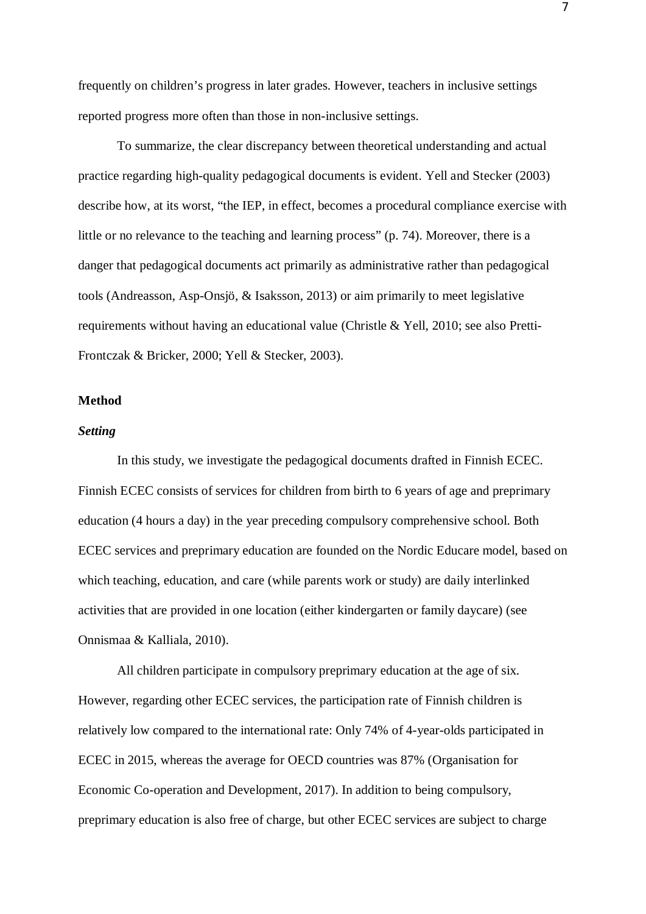frequently on children's progress in later grades. However, teachers in inclusive settings reported progress more often than those in non-inclusive settings.

To summarize, the clear discrepancy between theoretical understanding and actual practice regarding high-quality pedagogical documents is evident. Yell and Stecker (2003) describe how, at its worst, "the IEP, in effect, becomes a procedural compliance exercise with little or no relevance to the teaching and learning process" (p. 74). Moreover, there is a danger that pedagogical documents act primarily as administrative rather than pedagogical tools (Andreasson, Asp-Onsjö, & Isaksson, 2013) or aim primarily to meet legislative requirements without having an educational value (Christle & Yell, 2010; see also Pretti-Frontczak & Bricker, 2000; Yell & Stecker, 2003).

## Method

### *Setting*

In this study, we investigate the pedagogical documents drafted in Finnish ECEC. Finnish ECEC consists of services for children from birth to 6 years of age and preprimary education (4 hours a day) in the year preceding compulsory comprehensive school. Both ECEC services and preprimary education are founded on the Nordic Educare model, based on which teaching, education, and care (while parents work or study) are daily interlinked activities that are provided in one location (either kindergarten or family daycare) (see Onnismaa & Kalliala, 2010).

All children participate in compulsory preprimary education at the age of six. However, regarding other ECEC services, the participation rate of Finnish children is relatively low compared to the international rate: Only 74% of 4-year-olds participated in ECEC in 2015, whereas the average for OECD countries was 87% (Organisation for Economic Co-operation and Development, 2017). In addition to being compulsory, preprimary education is also free of charge, but other ECEC services are subject to charge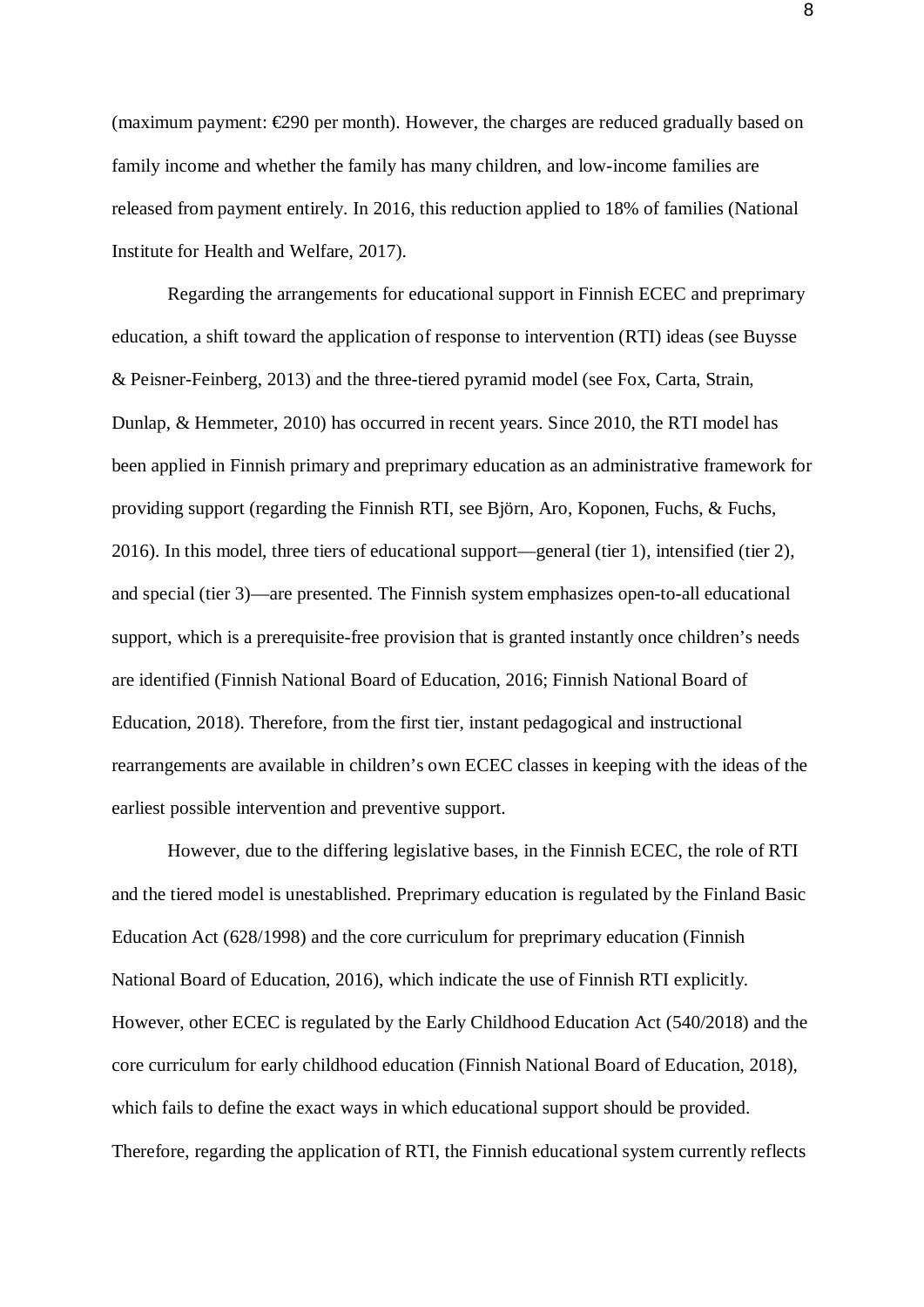(maximum payment: €290 per month). However, the charges are reduced gradually based on family income and whether the family has many children, and low-income families are released from payment entirely. In 2016, this reduction applied to 18% of families (National Institute for Health and Welfare, 2017).

Regarding the arrangements for educational support in Finnish ECEC and preprimary education, a shift toward the application of response to intervention (RTI) ideas (see Buysse & Peisner-Feinberg, 2013) and the three-tiered pyramid model (see Fox, Carta, Strain, Dunlap, & Hemmeter, 2010) has occurred in recent years. Since 2010, the RTI model has been applied in Finnish primary and preprimary education as an administrative framework for providing support (regarding the Finnish RTI, see Björn, Aro, Koponen, Fuchs, & Fuchs, 2016). In this model, three tiers of educational support—general (tier 1), intensified (tier 2), and special (tier 3)—are presented. The Finnish system emphasizes open-to-all educational support, which is a prerequisite-free provision that is granted instantly once children's needs are identified (Finnish National Board of Education, 2016; Finnish National Board of Education, 2018). Therefore, from the first tier, instant pedagogical and instructional rearrangements are available in children's own ECEC classes in keeping with the ideas of the earliest possible intervention and preventive support.

However, due to the differing legislative bases, in the Finnish ECEC, the role of RTI and the tiered model is unestablished. Preprimary education is regulated by the Finland Basic Education Act (628/1998) and the core curriculum for preprimary education (Finnish National Board of Education, 2016), which indicate the use of Finnish RTI explicitly. However, other ECEC is regulated by the Early Childhood Education Act (540/2018) and the core curriculum for early childhood education (Finnish National Board of Education, 2018), which fails to define the exact ways in which educational support should be provided. Therefore, regarding the application of RTI, the Finnish educational system currently reflects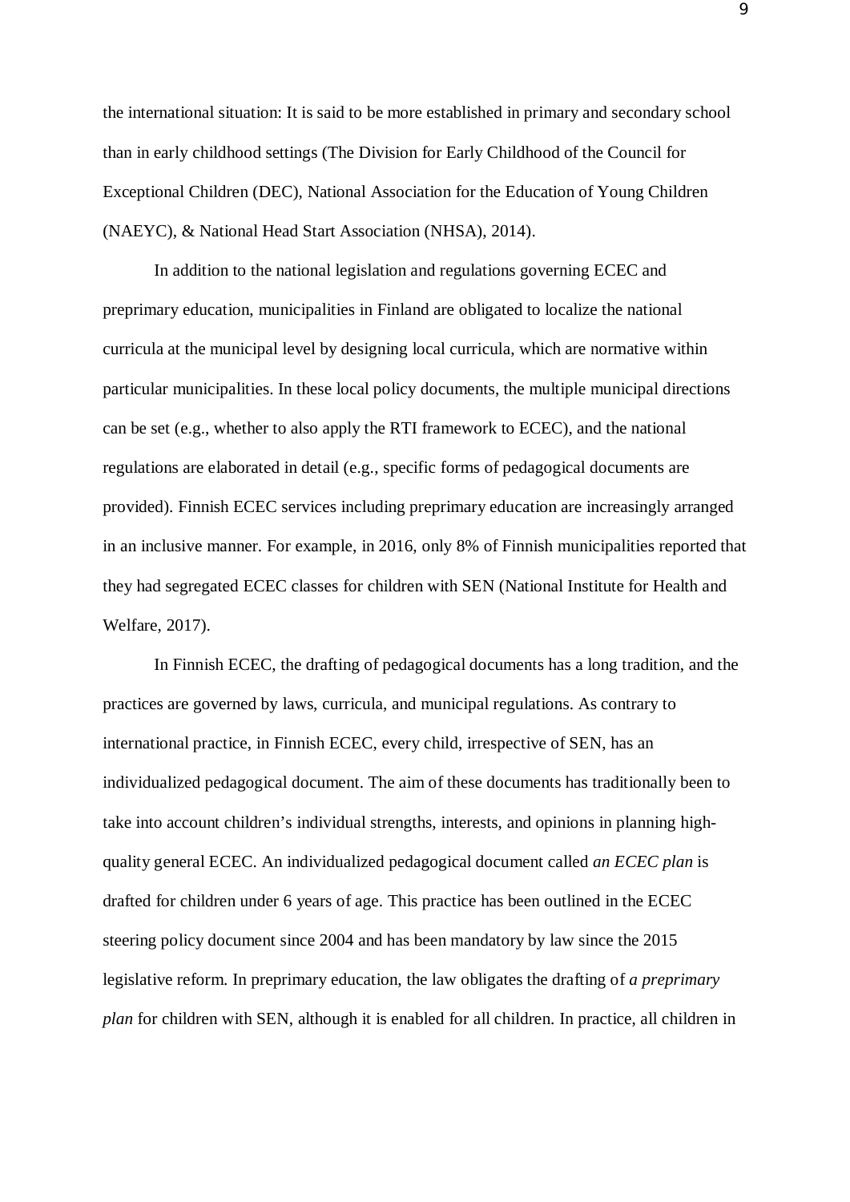the international situation: It is said to be more established in primary and secondary school than in early childhood settings (The Division for Early Childhood of the Council for Exceptional Children (DEC), National Association for the Education of Young Children (NAEYC), & National Head Start Association (NHSA), 2014).

In addition to the national legislation and regulations governing ECEC and preprimary education, municipalities in Finland are obligated to localize the national curricula at the municipal level by designing local curricula, which are normative within particular municipalities. In these local policy documents, the multiple municipal directions can be set (e.g., whether to also apply the RTI framework to ECEC), and the national regulations are elaborated in detail (e.g., specific forms of pedagogical documents are provided). Finnish ECEC services including preprimary education are increasingly arranged in an inclusive manner. For example, in 2016, only 8% of Finnish municipalities reported that they had segregated ECEC classes for children with SEN (National Institute for Health and Welfare, 2017).

In Finnish ECEC, the drafting of pedagogical documents has a long tradition, and the practices are governed by laws, curricula, and municipal regulations. As contrary to international practice, in Finnish ECEC, every child, irrespective of SEN, has an individualized pedagogical document. The aim of these documents has traditionally been to take into account children's individual strengths, interests, and opinions in planning high-quality general ECEC. An individualized pedagogical document called *an ECEC plan* is drafted for children under 6 years of age. This practice has been outlined in the ECEC steering policy document since 2004 and has been mandatory by law since the 2015 legislative reform. In preprimary education, the law obligates the drafting of *a preprimary plan* for children with SEN, although it is enabled for all children. In practice, all children in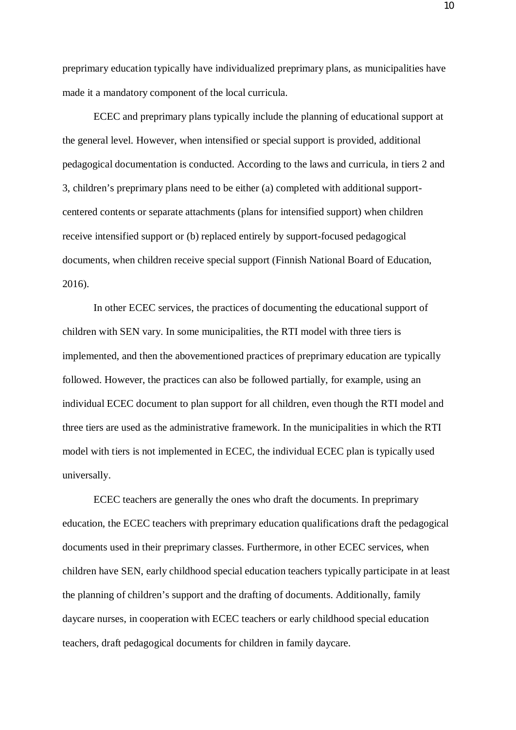preprimary education typically have individualized preprimary plans, as municipalities have made it a mandatory component of the local curricula.

ECEC and preprimary plans typically include the planning of educational support at the general level. However, when intensified or special support is provided, additional pedagogical documentation is conducted. According to the laws and curricula, in tiers 2 and 3, children's preprimary plans need to be either (a) completed with additional support-centered contents or separate attachments (plans for intensified support) when children receive intensified support or (b) replaced entirely by support-focused pedagogical documents, when children receive special support (Finnish National Board of Education, 2016).

In other ECEC services, the practices of documenting the educational support of children with SEN vary. In some municipalities, the RTI model with three tiers is implemented, and then the abovementioned practices of preprimary education are typically followed. However, the practices can also be followed partially, for example, using an individual ECEC document to plan support for all children, even though the RTI model and three tiers are used as the administrative framework. In the municipalities in which the RTI model with tiers is not implemented in ECEC, the individual ECEC plan is typically used universally.

ECEC teachers are generally the ones who draft the documents. In preprimary education, the ECEC teachers with preprimary education qualifications draft the pedagogical documents used in their preprimary classes. Furthermore, in other ECEC services, when children have SEN, early childhood special education teachers typically participate in at least the planning of children's support and the drafting of documents. Additionally, family daycare nurses, in cooperation with ECEC teachers or early childhood special education teachers, draft pedagogical documents for children in family daycare.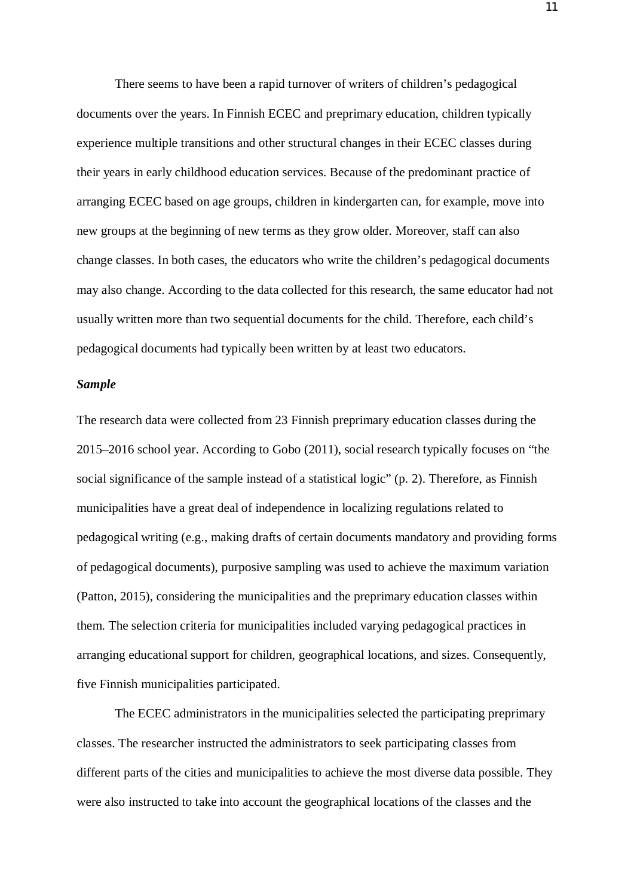There seems to have been a rapid turnover of writers of children's pedagogical documents over the years. In Finnish ECEC and preprimary education, children typically experience multiple transitions and other structural changes in their ECEC classes during their years in early childhood education services. Because of the predominant practice of arranging ECEC based on age groups, children in kindergarten can, for example, move into new groups at the beginning of new terms as they grow older. Moreover, staff can also change classes. In both cases, the educators who write the children's pedagogical documents may also change. According to the data collected for this research, the same educator had not usually written more than two sequential documents for the child. Therefore, each child's pedagogical documents had typically been written by at least two educators.

### *Sample*

The research data were collected from 23 Finnish preprimary education classes during the 2015–2016 school year. According to Gobo (2011), social research typically focuses on "the social significance of the sample instead of a statistical logic" (p. 2). Therefore, as Finnish municipalities have a great deal of independence in localizing regulations related to pedagogical writing (e.g., making drafts of certain documents mandatory and providing forms of pedagogical documents), purposive sampling was used to achieve the maximum variation (Patton, 2015), considering the municipalities and the preprimary education classes within them. The selection criteria for municipalities included varying pedagogical practices in arranging educational support for children, geographical locations, and sizes. Consequently, five Finnish municipalities participated.

The ECEC administrators in the municipalities selected the participating preprimary classes. The researcher instructed the administrators to seek participating classes from different parts of the cities and municipalities to achieve the most diverse data possible. They were also instructed to take into account the geographical locations of the classes and the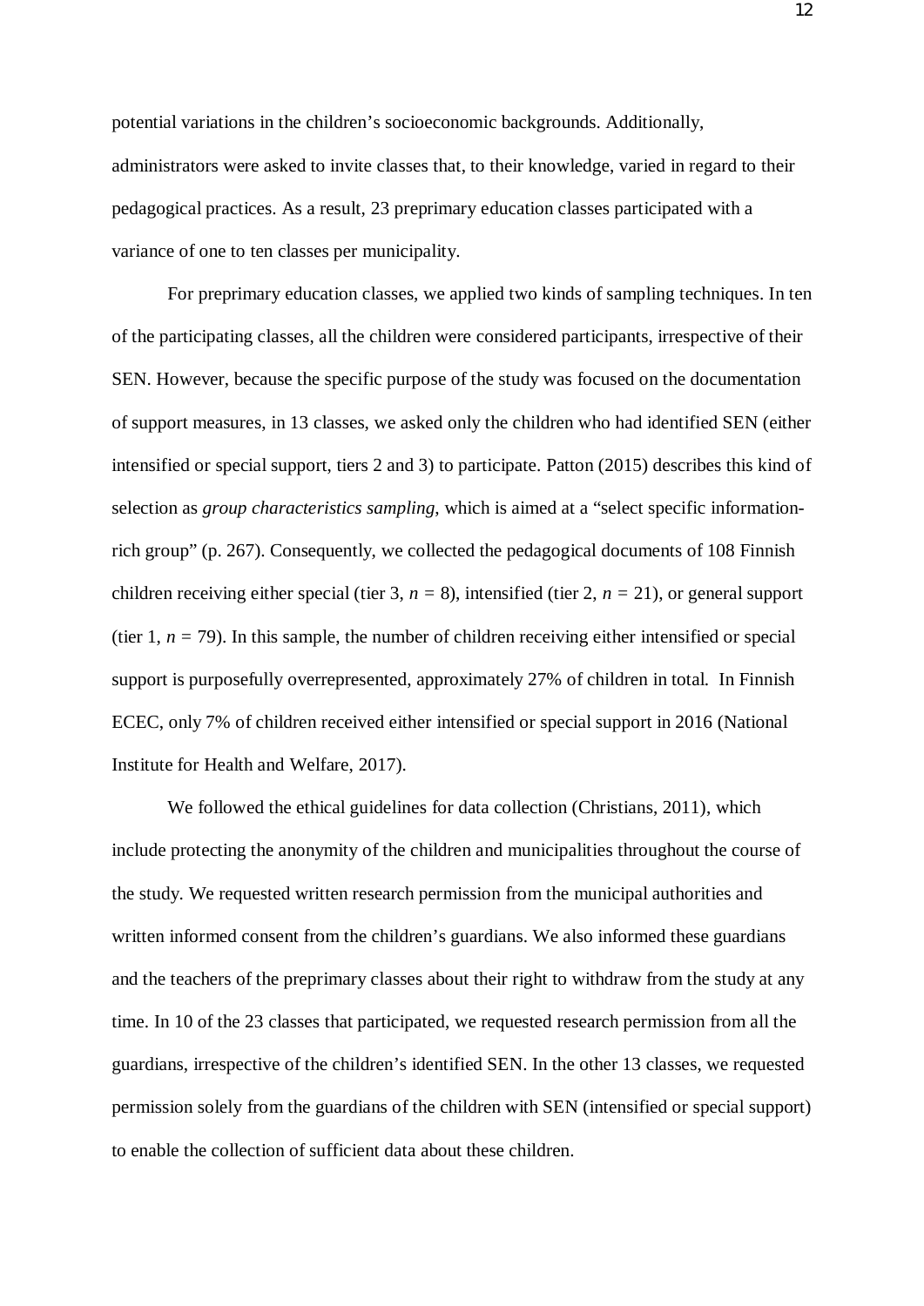potential variations in the children's socioeconomic backgrounds. Additionally, administrators were asked to invite classes that, to their knowledge, varied in regard to their pedagogical practices. As a result, 23 preprimary education classes participated with a variance of one to ten classes per municipality.

For preprimary education classes, we applied two kinds of sampling techniques. In ten of the participating classes, all the children were considered participants, irrespective of their SEN. However, because the specific purpose of the study was focused on the documentation of support measures, in 13 classes, we asked only the children who had identified SEN (either intensified or special support, tiers 2 and 3) to participate. Patton (2015) describes this kind of selection as *group characteristics sampling*, which is aimed at a "select specific information-rich group" (p. 267). Consequently, we collected the pedagogical documents of 108 Finnish children receiving either special (tier 3, $n$ = 8), intensified (tier 2, $n$ = 21), or general support (tier 1, $n$ = 79). In this sample, the number of children receiving either intensified or special support is purposefully overrepresented, approximately 27% of children in total. In Finnish ECEC, only 7% of children received either intensified or special support in 2016 (National Institute for Health and Welfare, 2017).

We followed the ethical guidelines for data collection (Christians, 2011), which include protecting the anonymity of the children and municipalities throughout the course of the study. We requested written research permission from the municipal authorities and written informed consent from the children's guardians. We also informed these guardians and the teachers of the preprimary classes about their right to withdraw from the study at any time. In 10 of the 23 classes that participated, we requested research permission from all the guardians, irrespective of the children's identified SEN. In the other 13 classes, we requested permission solely from the guardians of the children with SEN (intensified or special support) to enable the collection of sufficient data about these children.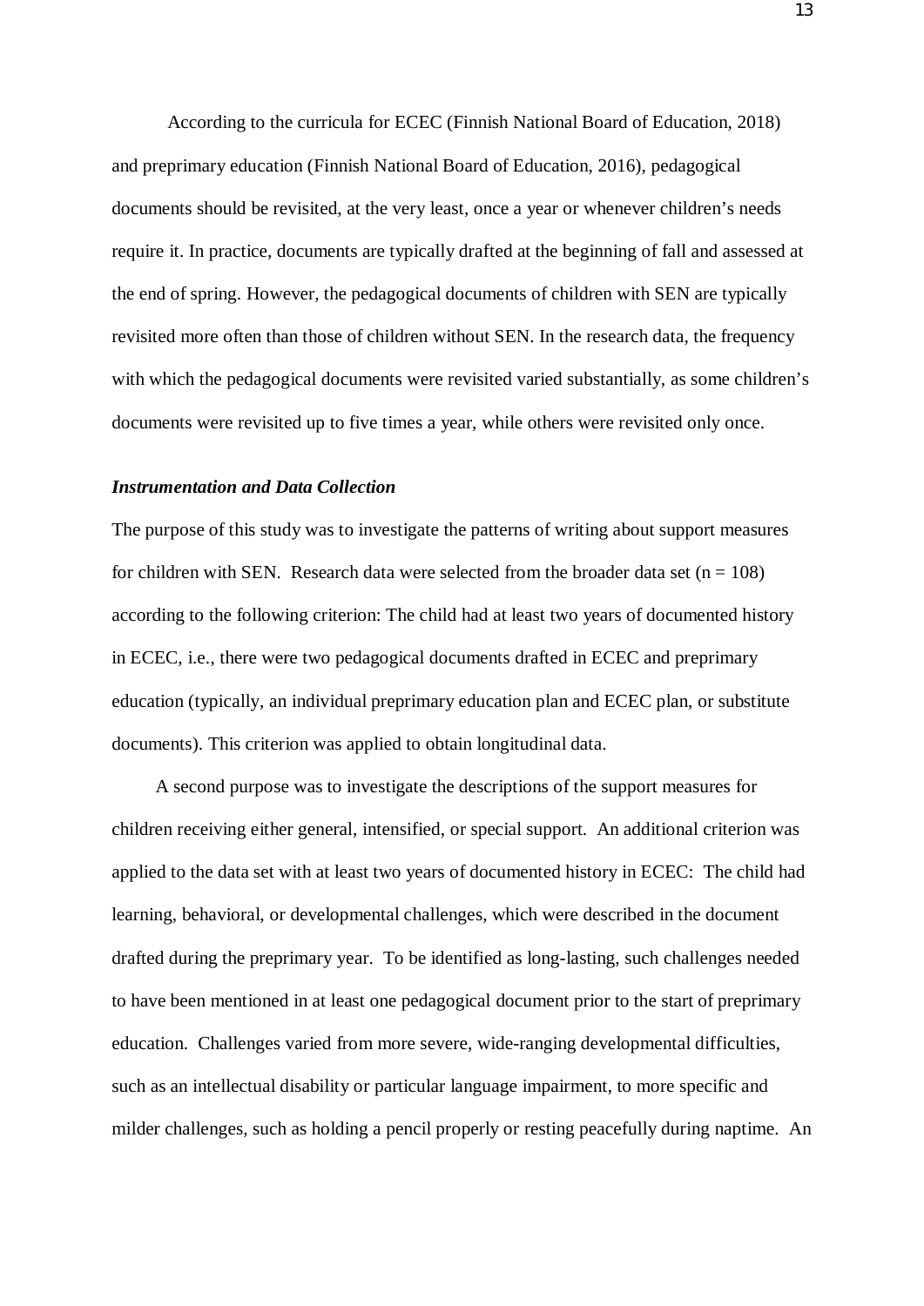According to the curricula for ECEC (Finnish National Board of Education, 2018) and preprimary education (Finnish National Board of Education, 2016), pedagogical documents should be revisited, at the very least, once a year or whenever children's needs require it. In practice, documents are typically drafted at the beginning of fall and assessed at the end of spring. However, the pedagogical documents of children with SEN are typically revisited more often than those of children without SEN. In the research data, the frequency with which the pedagogical documents were revisited varied substantially, as some children's documents were revisited up to five times a year, while others were revisited only once.

### *Instrumentation and Data Collection*

The purpose of this study was to investigate the patterns of writing about support measures for children with SEN. Research data were selected from the broader data set (n = 108) according to the following criterion: The child had at least two years of documented history in ECEC, i.e., there were two pedagogical documents drafted in ECEC and preprimary education (typically, an individual preprimary education plan and ECEC plan, or substitute documents). This criterion was applied to obtain longitudinal data.

A second purpose was to investigate the descriptions of the support measures for children receiving either general, intensified, or special support. An additional criterion was applied to the data set with at least two years of documented history in ECEC: The child had learning, behavioral, or developmental challenges, which were described in the document drafted during the preprimary year. To be identified as long-lasting, such challenges needed to have been mentioned in at least one pedagogical document prior to the start of preprimary education. Challenges varied from more severe, wide-ranging developmental difficulties, such as an intellectual disability or particular language impairment, to more specific and milder challenges, such as holding a pencil properly or resting peacefully during naptime. An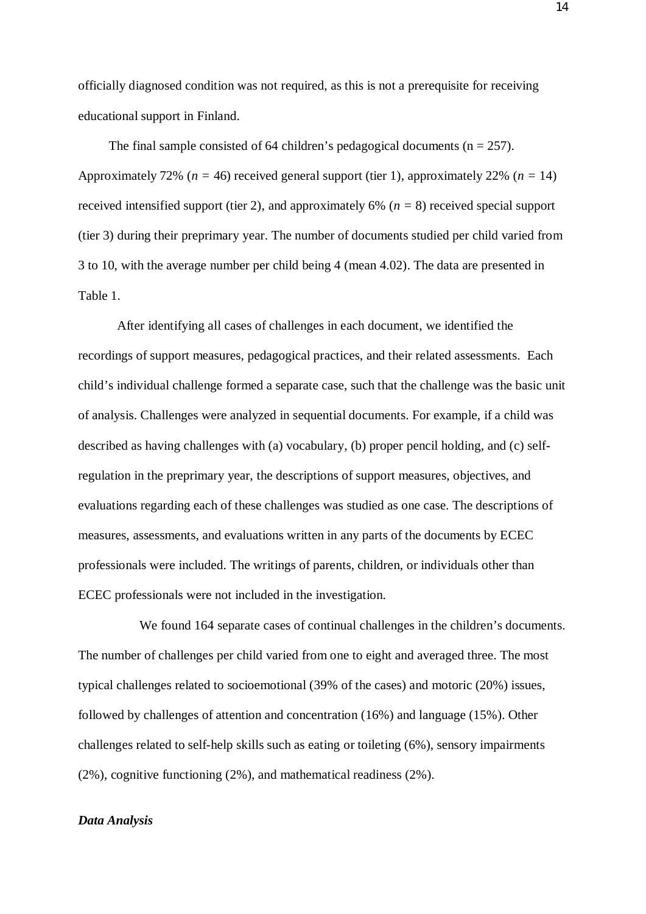officially diagnosed condition was not required, as this is not a prerequisite for receiving educational support in Finland.

The final sample consisted of 64 children's pedagogical documents (n = 257). Approximately 72% (*n =* 46) received general support (tier 1), approximately 22% (*n =* 14) received intensified support (tier 2), and approximately 6% (*n =* 8) received special support (tier 3) during their preprimary year. The number of documents studied per child varied from 3 to 10, with the average number per child being 4 (mean 4.02). The data are presented in Table 1.

After identifying all cases of challenges in each document, we identified the recordings of support measures, pedagogical practices, and their related assessments. Each child's individual challenge formed a separate case, such that the challenge was the basic unit of analysis. Challenges were analyzed in sequential documents. For example, if a child was described as having challenges with (a) vocabulary, (b) proper pencil holding, and (c) self-regulation in the preprimary year, the descriptions of support measures, objectives, and evaluations regarding each of these challenges was studied as one case. The descriptions of measures, assessments, and evaluations written in any parts of the documents by ECEC professionals were included. The writings of parents, children, or individuals other than ECEC professionals were not included in the investigation.

We found 164 separate cases of continual challenges in the children's documents. The number of challenges per child varied from one to eight and averaged three. The most typical challenges related to socioemotional (39% of the cases) and motoric (20%) issues, followed by challenges of attention and concentration (16%) and language (15%). Other challenges related to self-help skills such as eating or toileting (6%), sensory impairments (2%), cognitive functioning (2%), and mathematical readiness (2%).

### *Data Analysis*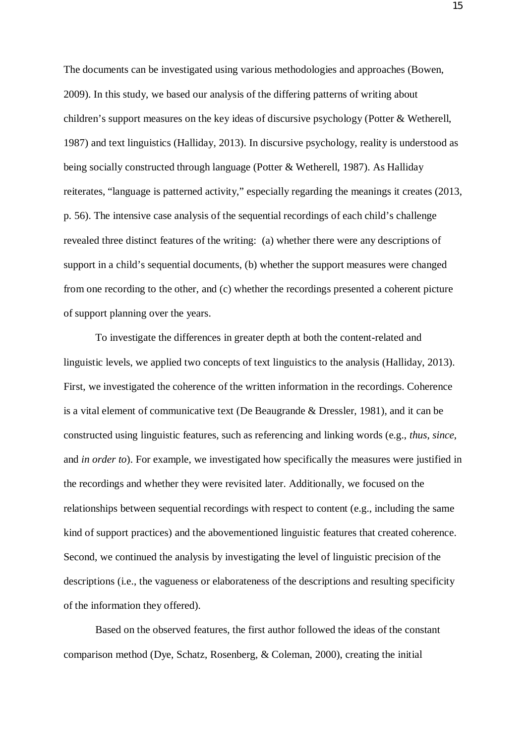The documents can be investigated using various methodologies and approaches (Bowen, 2009). In this study, we based our analysis of the differing patterns of writing about children's support measures on the key ideas of discursive psychology (Potter & Wetherell, 1987) and text linguistics (Halliday, 2013). In discursive psychology, reality is understood as being socially constructed through language (Potter & Wetherell, 1987). As Halliday reiterates, "language is patterned activity," especially regarding the meanings it creates (2013, p. 56). The intensive case analysis of the sequential recordings of each child's challenge revealed three distinct features of the writing: (a) whether there were any descriptions of support in a child's sequential documents, (b) whether the support measures were changed from one recording to the other, and (c) whether the recordings presented a coherent picture of support planning over the years.

To investigate the differences in greater depth at both the content-related and linguistic levels, we applied two concepts of text linguistics to the analysis (Halliday, 2013). First, we investigated the coherence of the written information in the recordings. Coherence is a vital element of communicative text (De Beaugrande & Dressler, 1981), and it can be constructed using linguistic features, such as referencing and linking words (e.g., *thus*, *since*, and *in order to*). For example, we investigated how specifically the measures were justified in the recordings and whether they were revisited later. Additionally, we focused on the relationships between sequential recordings with respect to content (e.g., including the same kind of support practices) and the abovementioned linguistic features that created coherence. Second, we continued the analysis by investigating the level of linguistic precision of the descriptions (i.e., the vagueness or elaborateness of the descriptions and resulting specificity of the information they offered).

Based on the observed features, the first author followed the ideas of the constant comparison method (Dye, Schatz, Rosenberg, & Coleman, 2000), creating the initial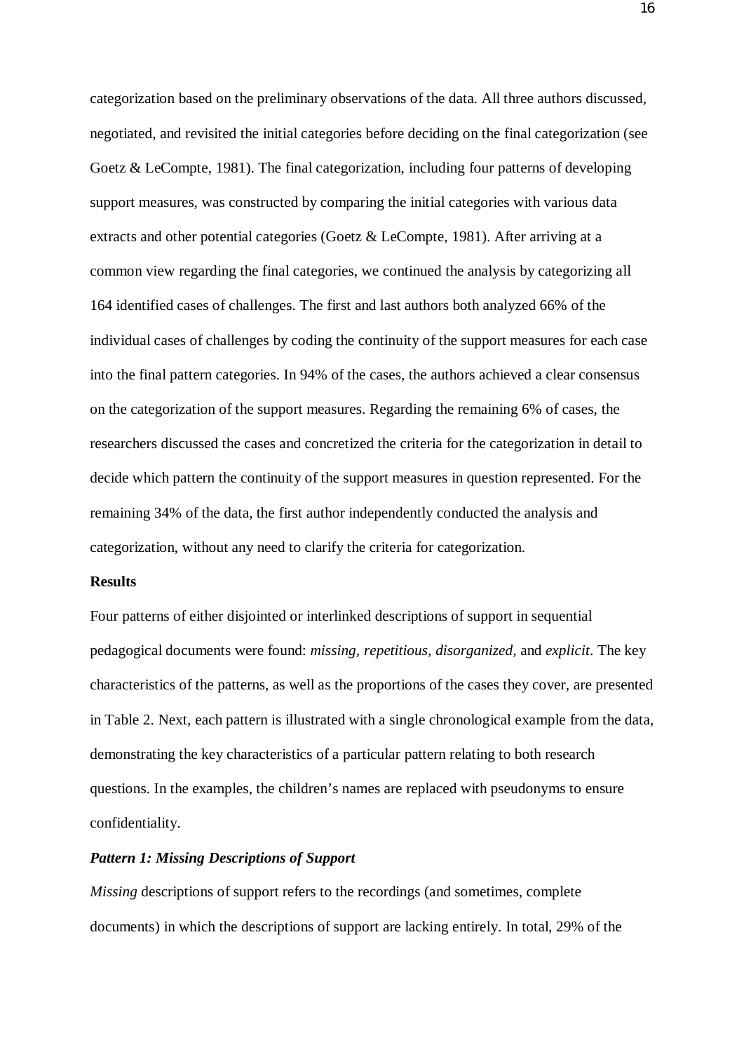categorization based on the preliminary observations of the data. All three authors discussed, negotiated, and revisited the initial categories before deciding on the final categorization (see Goetz & LeCompte, 1981). The final categorization, including four patterns of developing support measures, was constructed by comparing the initial categories with various data extracts and other potential categories (Goetz & LeCompte, 1981). After arriving at a common view regarding the final categories, we continued the analysis by categorizing all 164 identified cases of challenges. The first and last authors both analyzed 66% of the individual cases of challenges by coding the continuity of the support measures for each case into the final pattern categories. In 94% of the cases, the authors achieved a clear consensus on the categorization of the support measures. Regarding the remaining 6% of cases, the researchers discussed the cases and concretized the criteria for the categorization in detail to decide which pattern the continuity of the support measures in question represented. For the remaining 34% of the data, the first author independently conducted the analysis and categorization, without any need to clarify the criteria for categorization.

**Results**

Four patterns of either disjointed or interlinked descriptions of support in sequential pedagogical documents were found: *missing, repetitious, disorganized,* and *explicit*. The key characteristics of the patterns, as well as the proportions of the cases they cover, are presented in Table 2. Next, each pattern is illustrated with a single chronological example from the data, demonstrating the key characteristics of a particular pattern relating to both research questions. In the examples, the children's names are replaced with pseudonyms to ensure confidentiality.

***Pattern 1: Missing Descriptions of Support***

*Missing* descriptions of support refers to the recordings (and sometimes, complete documents) in which the descriptions of support are lacking entirely. In total, 29% of the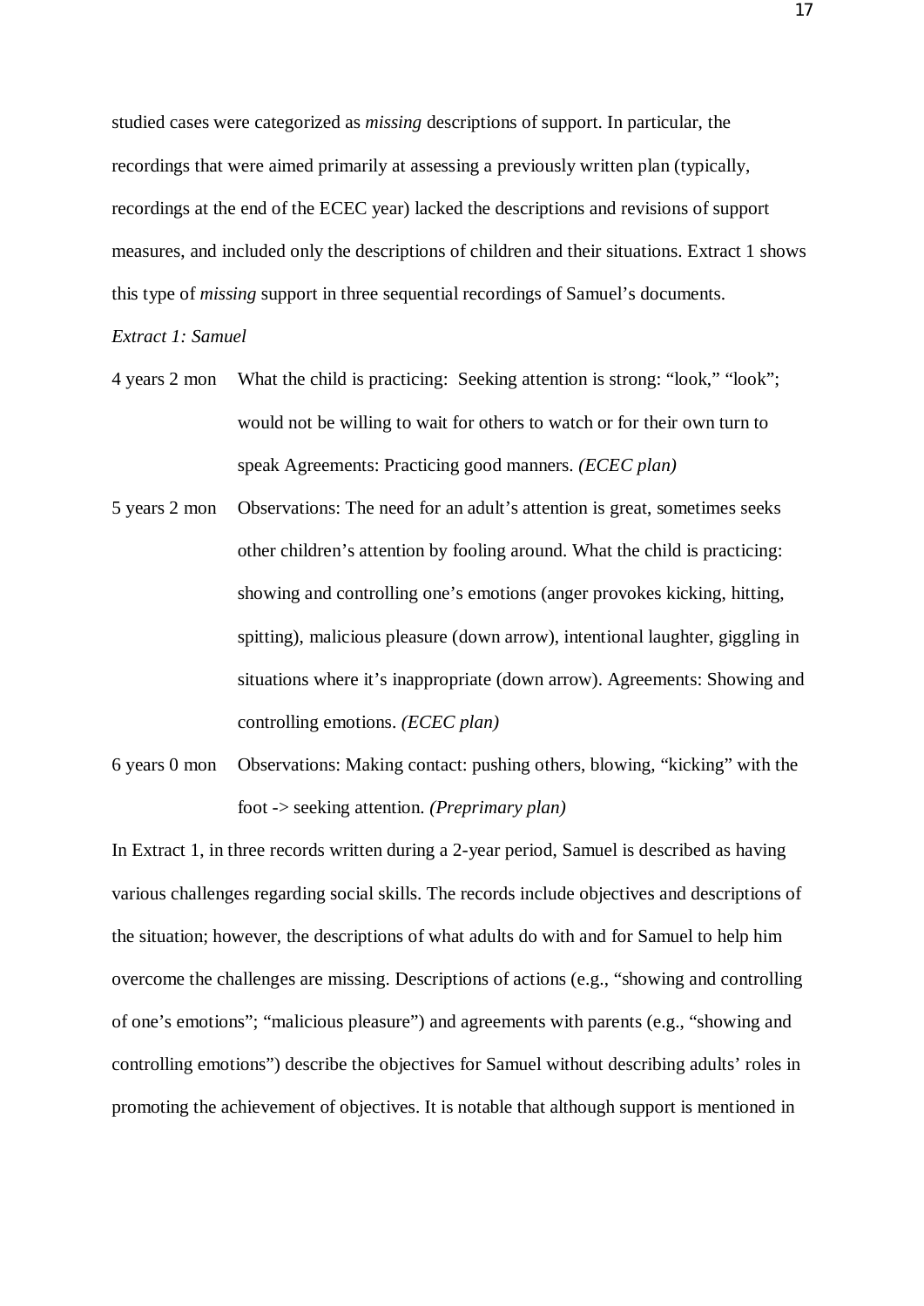studied cases were categorized as *missing* descriptions of support. In particular, the recordings that were aimed primarily at assessing a previously written plan (typically, recordings at the end of the ECEC year) lacked the descriptions and revisions of support measures, and included only the descriptions of children and their situations. Extract 1 shows this type of *missing* support in three sequential recordings of Samuel's documents.

*Extract 1: Samuel*

4 years 2 mon What the child is practicing: Seeking attention is strong: "look," "look"; would not be willing to wait for others to watch or for their own turn to speak Agreements: Practicing good manners. *(ECEC plan)*

5 years 2 mon Observations: The need for an adult's attention is great, sometimes seeks other children's attention by fooling around. What the child is practicing: showing and controlling one's emotions (anger provokes kicking, hitting, spitting), malicious pleasure (down arrow), intentional laughter, giggling in situations where it's inappropriate (down arrow). Agreements: Showing and controlling emotions. *(ECEC plan)*

6 years 0 mon Observations: Making contact: pushing others, blowing, "kicking" with the foot -> seeking attention. *(Preprimary plan)*

In Extract 1, in three records written during a 2-year period, Samuel is described as having various challenges regarding social skills. The records include objectives and descriptions of the situation; however, the descriptions of what adults do with and for Samuel to help him overcome the challenges are missing. Descriptions of actions (e.g., "showing and controlling of one's emotions"; "malicious pleasure") and agreements with parents (e.g., "showing and controlling emotions") describe the objectives for Samuel without describing adults' roles in promoting the achievement of objectives. It is notable that although support is mentioned in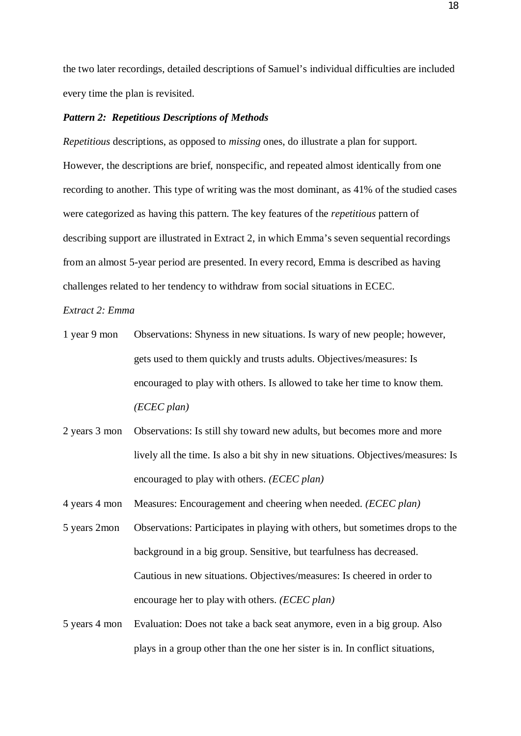the two later recordings, detailed descriptions of Samuel's individual difficulties are included every time the plan is revisited.

***Pattern 2: Repetitious Descriptions of Methods***

*Repetitious* descriptions, as opposed to *missing* ones, do illustrate a plan for support. However, the descriptions are brief, nonspecific, and repeated almost identically from one recording to another. This type of writing was the most dominant, as 41% of the studied cases were categorized as having this pattern. The key features of the *repetitious* pattern of describing support are illustrated in Extract 2, in which Emma's seven sequential recordings from an almost 5-year period are presented. In every record, Emma is described as having challenges related to her tendency to withdraw from social situations in ECEC.

*Extract 2: Emma*

1 year 9 mon — Observations: Shyness in new situations. Is wary of new people; however, gets used to them quickly and trusts adults. Objectives/measures: Is encouraged to play with others. Is allowed to take her time to know them. *(ECEC plan)*

2 years 3 mon — Observations: Is still shy toward new adults, but becomes more and more lively all the time. Is also a bit shy in new situations. Objectives/measures: Is encouraged to play with others. *(ECEC plan)*

4 years 4 mon — Measures: Encouragement and cheering when needed. *(ECEC plan)*

5 years 2mon — Observations: Participates in playing with others, but sometimes drops to the background in a big group. Sensitive, but tearfulness has decreased. Cautious in new situations. Objectives/measures: Is cheered in order to encourage her to play with others. *(ECEC plan)*

5 years 4 mon — Evaluation: Does not take a back seat anymore, even in a big group. Also plays in a group other than the one her sister is in. In conflict situations,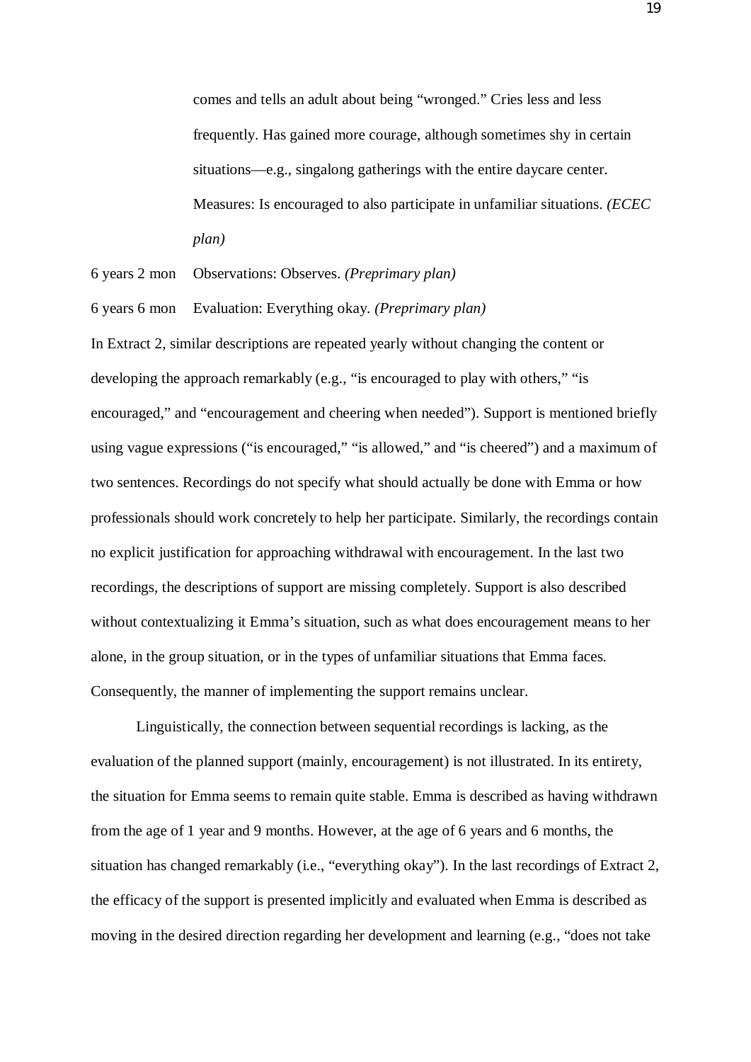comes and tells an adult about being "wronged." Cries less and less frequently. Has gained more courage, although sometimes shy in certain situations—e.g., singalong gatherings with the entire daycare center. Measures: Is encouraged to also participate in unfamiliar situations. *(ECEC plan)*

6 years 2 mon Observations: Observes. *(Preprimary plan)*

6 years 6 mon Evaluation: Everything okay. *(Preprimary plan)*

In Extract 2, similar descriptions are repeated yearly without changing the content or developing the approach remarkably (e.g., "is encouraged to play with others," "is encouraged," and "encouragement and cheering when needed"). Support is mentioned briefly using vague expressions ("is encouraged," "is allowed," and "is cheered") and a maximum of two sentences. Recordings do not specify what should actually be done with Emma or how professionals should work concretely to help her participate. Similarly, the recordings contain no explicit justification for approaching withdrawal with encouragement. In the last two recordings, the descriptions of support are missing completely. Support is also described without contextualizing it Emma's situation, such as what does encouragement means to her alone, in the group situation, or in the types of unfamiliar situations that Emma faces. Consequently, the manner of implementing the support remains unclear.

Linguistically, the connection between sequential recordings is lacking, as the evaluation of the planned support (mainly, encouragement) is not illustrated. In its entirety, the situation for Emma seems to remain quite stable. Emma is described as having withdrawn from the age of 1 year and 9 months. However, at the age of 6 years and 6 months, the situation has changed remarkably (i.e., "everything okay"). In the last recordings of Extract 2, the efficacy of the support is presented implicitly and evaluated when Emma is described as moving in the desired direction regarding her development and learning (e.g., "does not take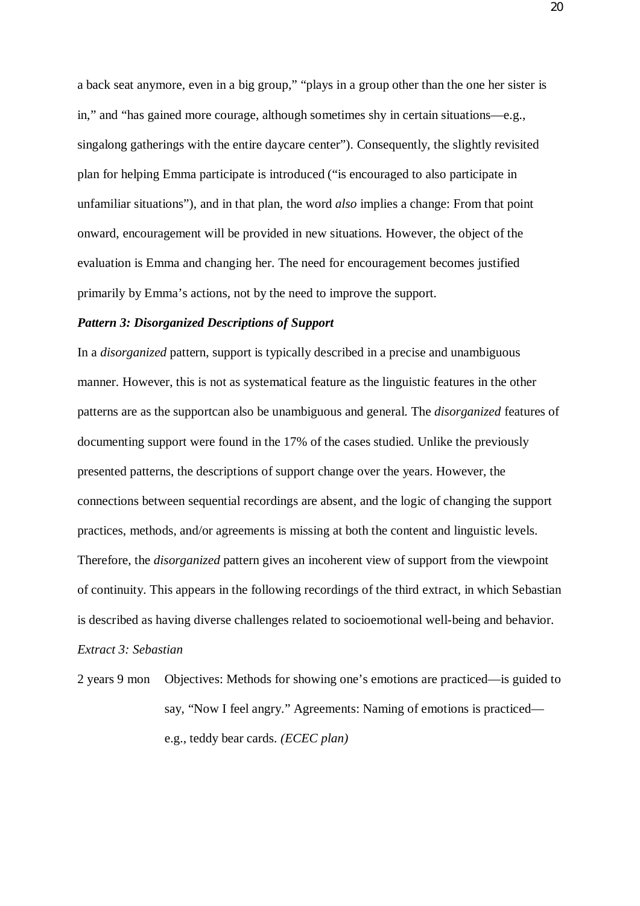a back seat anymore, even in a big group," "plays in a group other than the one her sister is in," and "has gained more courage, although sometimes shy in certain situations—e.g., singalong gatherings with the entire daycare center"). Consequently, the slightly revisited plan for helping Emma participate is introduced ("is encouraged to also participate in unfamiliar situations"), and in that plan, the word *also* implies a change: From that point onward, encouragement will be provided in new situations. However, the object of the evaluation is Emma and changing her. The need for encouragement becomes justified primarily by Emma's actions, not by the need to improve the support.

***Pattern 3: Disorganized Descriptions of Support***

In a *disorganized* pattern, support is typically described in a precise and unambiguous manner. However, this is not as systematical feature as the linguistic features in the other patterns are as the supportcan also be unambiguous and general. The *disorganized* features of documenting support were found in the 17% of the cases studied. Unlike the previously presented patterns, the descriptions of support change over the years. However, the connections between sequential recordings are absent, and the logic of changing the support practices, methods, and/or agreements is missing at both the content and linguistic levels. Therefore, the *disorganized* pattern gives an incoherent view of support from the viewpoint of continuity. This appears in the following recordings of the third extract, in which Sebastian is described as having diverse challenges related to socioemotional well-being and behavior.

*Extract 3: Sebastian*

2 years 9 mon — Objectives: Methods for showing one's emotions are practiced—is guided to say, "Now I feel angry." Agreements: Naming of emotions is practiced—e.g., teddy bear cards. *(ECEC plan)*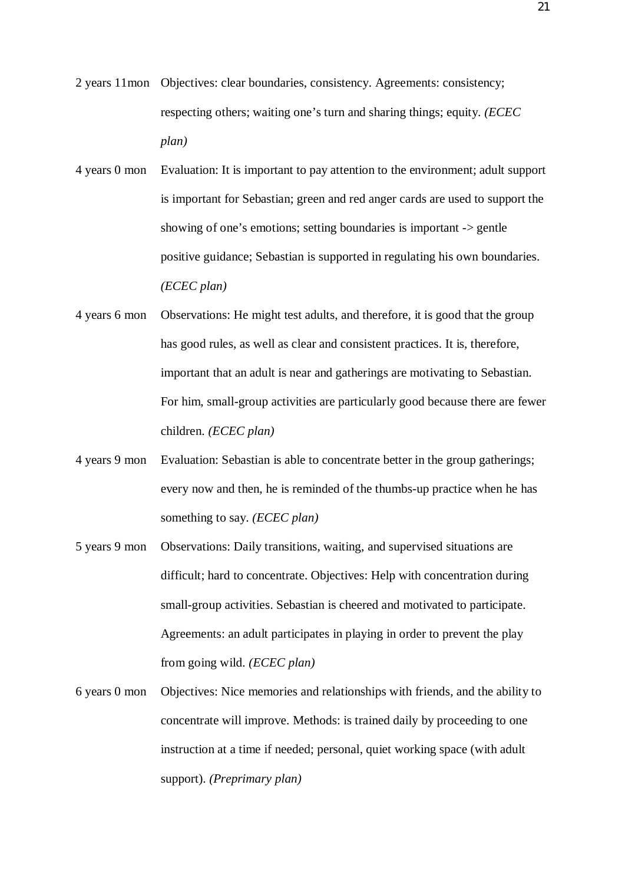| | |
|---|---|
| 2 years 11mon | Objectives: clear boundaries, consistency. Agreements: consistency; respecting others; waiting one's turn and sharing things; equity. *(ECEC plan)* |
| 4 years 0 mon | Evaluation: It is important to pay attention to the environment; adult support is important for Sebastian; green and red anger cards are used to support the showing of one's emotions; setting boundaries is important -> gentle positive guidance; Sebastian is supported in regulating his own boundaries. *(ECEC plan)* |
| 4 years 6 mon | Observations: He might test adults, and therefore, it is good that the group has good rules, as well as clear and consistent practices. It is, therefore, important that an adult is near and gatherings are motivating to Sebastian. For him, small-group activities are particularly good because there are fewer children. *(ECEC plan)* |
| 4 years 9 mon | Evaluation: Sebastian is able to concentrate better in the group gatherings; every now and then, he is reminded of the thumbs-up practice when he has something to say. *(ECEC plan)* |
| 5 years 9 mon | Observations: Daily transitions, waiting, and supervised situations are difficult; hard to concentrate. Objectives: Help with concentration during small-group activities. Sebastian is cheered and motivated to participate. Agreements: an adult participates in playing in order to prevent the play from going wild. *(ECEC plan)* |
| 6 years 0 mon | Objectives: Nice memories and relationships with friends, and the ability to concentrate will improve. Methods: is trained daily by proceeding to one instruction at a time if needed; personal, quiet working space (with adult support). *(Preprimary plan)* |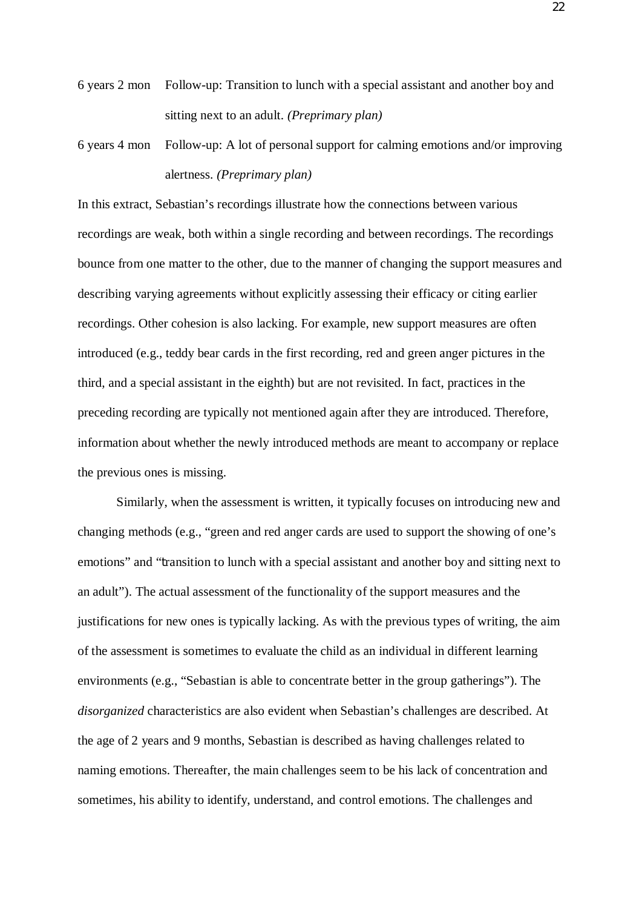6 years 2 mon Follow-up: Transition to lunch with a special assistant and another boy and sitting next to an adult. *(Preprimary plan)*

6 years 4 mon Follow-up: A lot of personal support for calming emotions and/or improving alertness. *(Preprimary plan)*

In this extract, Sebastian's recordings illustrate how the connections between various recordings are weak, both within a single recording and between recordings. The recordings bounce from one matter to the other, due to the manner of changing the support measures and describing varying agreements without explicitly assessing their efficacy or citing earlier recordings. Other cohesion is also lacking. For example, new support measures are often introduced (e.g., teddy bear cards in the first recording, red and green anger pictures in the third, and a special assistant in the eighth) but are not revisited. In fact, practices in the preceding recording are typically not mentioned again after they are introduced. Therefore, information about whether the newly introduced methods are meant to accompany or replace the previous ones is missing.

Similarly, when the assessment is written, it typically focuses on introducing new and changing methods (e.g., "green and red anger cards are used to support the showing of one's emotions" and "transition to lunch with a special assistant and another boy and sitting next to an adult"). The actual assessment of the functionality of the support measures and the justifications for new ones is typically lacking. As with the previous types of writing, the aim of the assessment is sometimes to evaluate the child as an individual in different learning environments (e.g., "Sebastian is able to concentrate better in the group gatherings"). The *disorganized* characteristics are also evident when Sebastian's challenges are described. At the age of 2 years and 9 months, Sebastian is described as having challenges related to naming emotions. Thereafter, the main challenges seem to be his lack of concentration and sometimes, his ability to identify, understand, and control emotions. The challenges and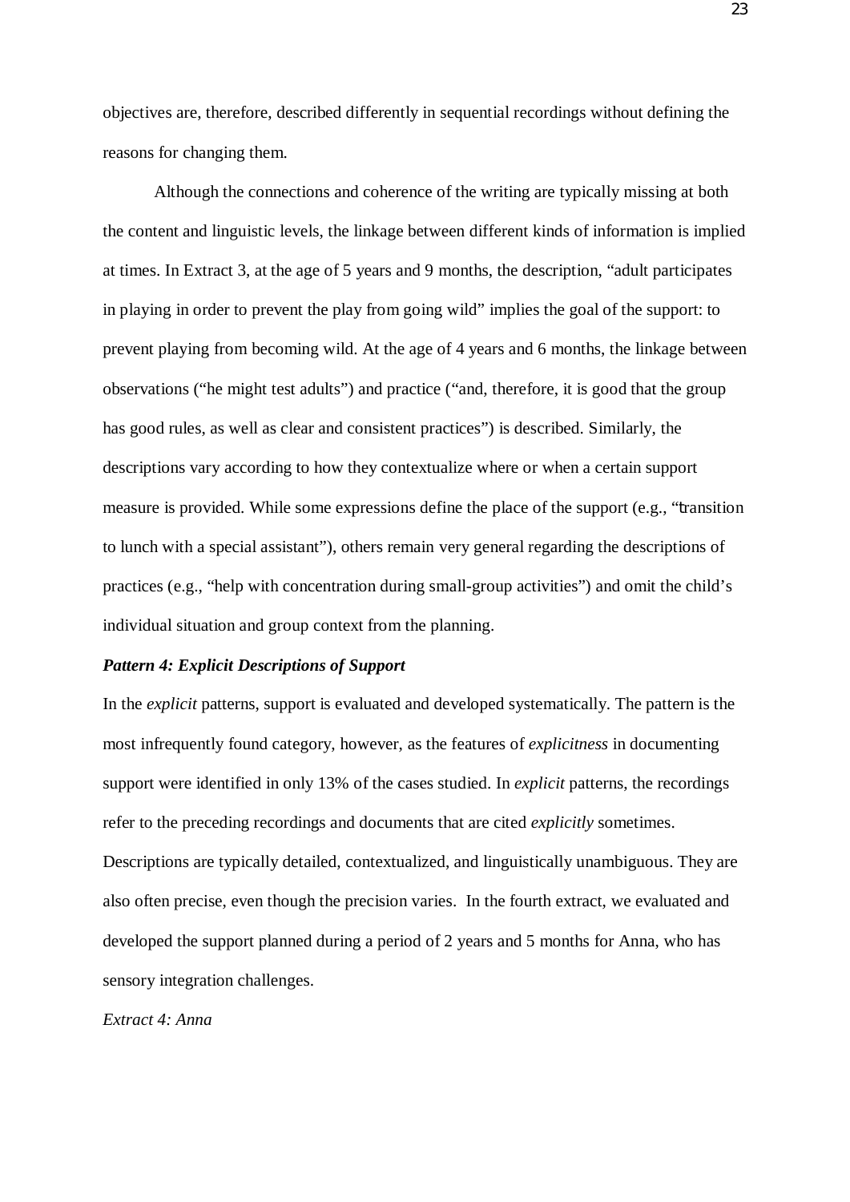objectives are, therefore, described differently in sequential recordings without defining the reasons for changing them.

Although the connections and coherence of the writing are typically missing at both the content and linguistic levels, the linkage between different kinds of information is implied at times. In Extract 3, at the age of 5 years and 9 months, the description, "adult participates in playing in order to prevent the play from going wild" implies the goal of the support: to prevent playing from becoming wild. At the age of 4 years and 6 months, the linkage between observations ("he might test adults") and practice ("and, therefore, it is good that the group has good rules, as well as clear and consistent practices") is described. Similarly, the descriptions vary according to how they contextualize where or when a certain support measure is provided. While some expressions define the place of the support (e.g., "transition to lunch with a special assistant"), others remain very general regarding the descriptions of practices (e.g., "help with concentration during small-group activities") and omit the child's individual situation and group context from the planning.

***Pattern 4: Explicit Descriptions of Support***

In the *explicit* patterns, support is evaluated and developed systematically. The pattern is the most infrequently found category, however, as the features of *explicitness* in documenting support were identified in only 13% of the cases studied. In *explicit* patterns, the recordings refer to the preceding recordings and documents that are cited *explicitly* sometimes. Descriptions are typically detailed, contextualized, and linguistically unambiguous. They are also often precise, even though the precision varies. In the fourth extract, we evaluated and developed the support planned during a period of 2 years and 5 months for Anna, who has sensory integration challenges.

*Extract 4: Anna*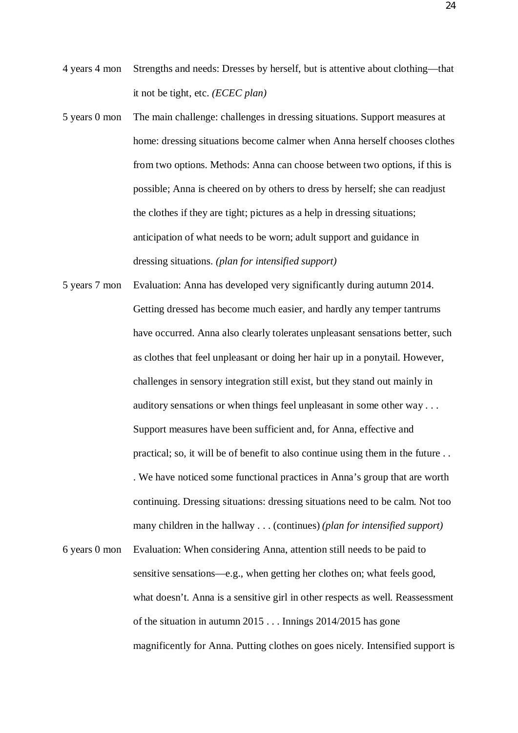4 years 4 mon Strengths and needs: Dresses by herself, but is attentive about clothing—that it not be tight, etc. *(ECEC plan)*

5 years 0 mon The main challenge: challenges in dressing situations. Support measures at home: dressing situations become calmer when Anna herself chooses clothes from two options. Methods: Anna can choose between two options, if this is possible; Anna is cheered on by others to dress by herself; she can readjust the clothes if they are tight; pictures as a help in dressing situations; anticipation of what needs to be worn; adult support and guidance in dressing situations. *(plan for intensified support)*

5 years 7 mon Evaluation: Anna has developed very significantly during autumn 2014. Getting dressed has become much easier, and hardly any temper tantrums have occurred. Anna also clearly tolerates unpleasant sensations better, such as clothes that feel unpleasant or doing her hair up in a ponytail. However, challenges in sensory integration still exist, but they stand out mainly in auditory sensations or when things feel unpleasant in some other way . . . Support measures have been sufficient and, for Anna, effective and practical; so, it will be of benefit to also continue using them in the future . . . We have noticed some functional practices in Anna's group that are worth continuing. Dressing situations: dressing situations need to be calm. Not too many children in the hallway . . . (continues) *(plan for intensified support)*

6 years 0 mon Evaluation: When considering Anna, attention still needs to be paid to sensitive sensations—e.g., when getting her clothes on; what feels good, what doesn't. Anna is a sensitive girl in other respects as well. Reassessment of the situation in autumn 2015 . . . Innings 2014/2015 has gone magnificently for Anna. Putting clothes on goes nicely. Intensified support is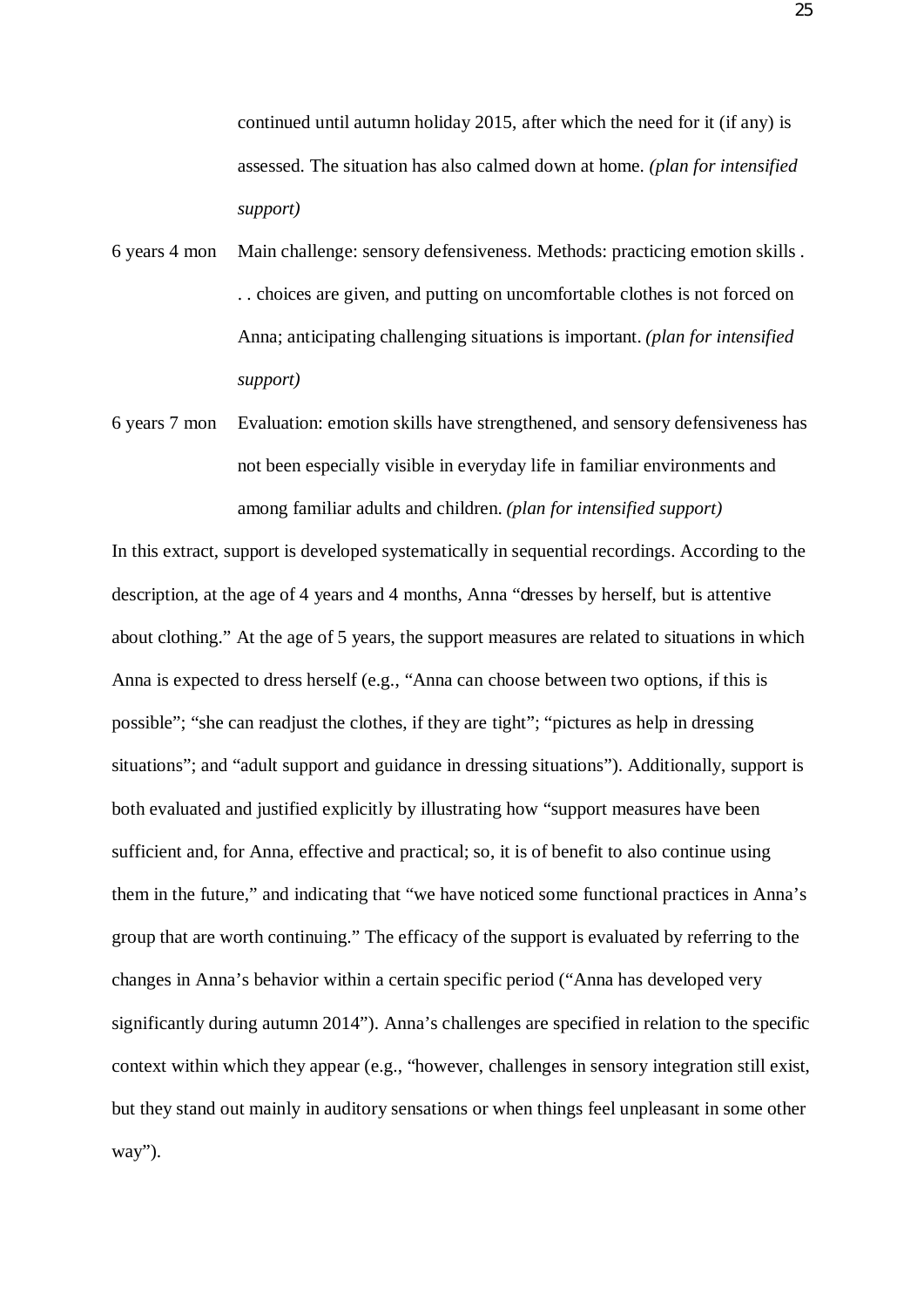continued until autumn holiday 2015, after which the need for it (if any) is assessed. The situation has also calmed down at home. *(plan for intensified support)*

6 years 4 mon Main challenge: sensory defensiveness. Methods: practicing emotion skills . . . choices are given, and putting on uncomfortable clothes is not forced on Anna; anticipating challenging situations is important. *(plan for intensified support)*

6 years 7 mon Evaluation: emotion skills have strengthened, and sensory defensiveness has not been especially visible in everyday life in familiar environments and among familiar adults and children. *(plan for intensified support)*

In this extract, support is developed systematically in sequential recordings. According to the description, at the age of 4 years and 4 months, Anna "dresses by herself, but is attentive about clothing." At the age of 5 years, the support measures are related to situations in which Anna is expected to dress herself (e.g., "Anna can choose between two options, if this is possible"; "she can readjust the clothes, if they are tight"; "pictures as help in dressing situations"; and "adult support and guidance in dressing situations"). Additionally, support is both evaluated and justified explicitly by illustrating how "support measures have been sufficient and, for Anna, effective and practical; so, it is of benefit to also continue using them in the future," and indicating that "we have noticed some functional practices in Anna's group that are worth continuing." The efficacy of the support is evaluated by referring to the changes in Anna's behavior within a certain specific period ("Anna has developed very significantly during autumn 2014"). Anna's challenges are specified in relation to the specific context within which they appear (e.g., "however, challenges in sensory integration still exist, but they stand out mainly in auditory sensations or when things feel unpleasant in some other way").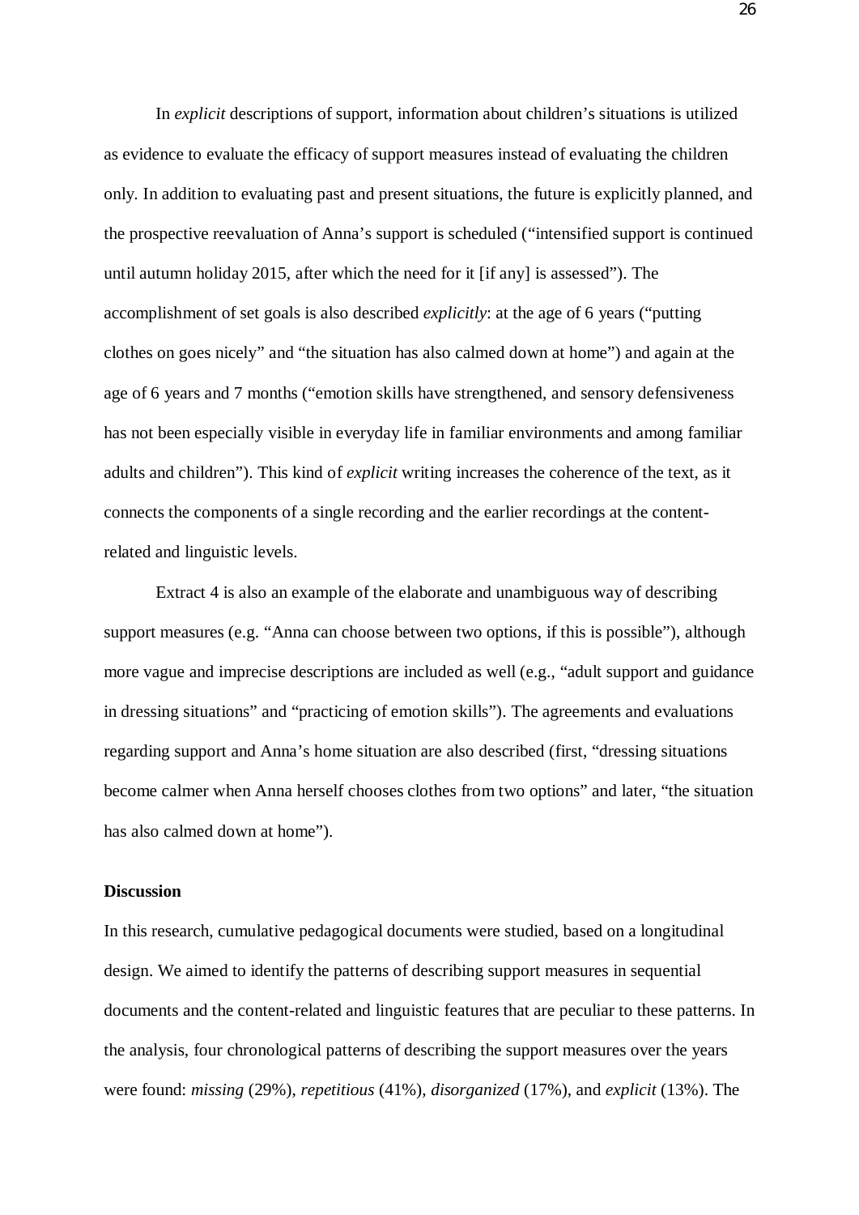In *explicit* descriptions of support, information about children's situations is utilized as evidence to evaluate the efficacy of support measures instead of evaluating the children only. In addition to evaluating past and present situations, the future is explicitly planned, and the prospective reevaluation of Anna's support is scheduled ("intensified support is continued until autumn holiday 2015, after which the need for it [if any] is assessed"). The accomplishment of set goals is also described *explicitly*: at the age of 6 years ("putting clothes on goes nicely" and "the situation has also calmed down at home") and again at the age of 6 years and 7 months ("emotion skills have strengthened, and sensory defensiveness has not been especially visible in everyday life in familiar environments and among familiar adults and children"). This kind of *explicit* writing increases the coherence of the text, as it connects the components of a single recording and the earlier recordings at the content-related and linguistic levels.

Extract 4 is also an example of the elaborate and unambiguous way of describing support measures (e.g. "Anna can choose between two options, if this is possible"), although more vague and imprecise descriptions are included as well (e.g., "adult support and guidance in dressing situations" and "practicing of emotion skills"). The agreements and evaluations regarding support and Anna's home situation are also described (first, "dressing situations become calmer when Anna herself chooses clothes from two options" and later, "the situation has also calmed down at home").

## Discussion

In this research, cumulative pedagogical documents were studied, based on a longitudinal design. We aimed to identify the patterns of describing support measures in sequential documents and the content-related and linguistic features that are peculiar to these patterns. In the analysis, four chronological patterns of describing the support measures over the years were found: *missing* (29%), *repetitious* (41%), *disorganized* (17%), and *explicit* (13%). The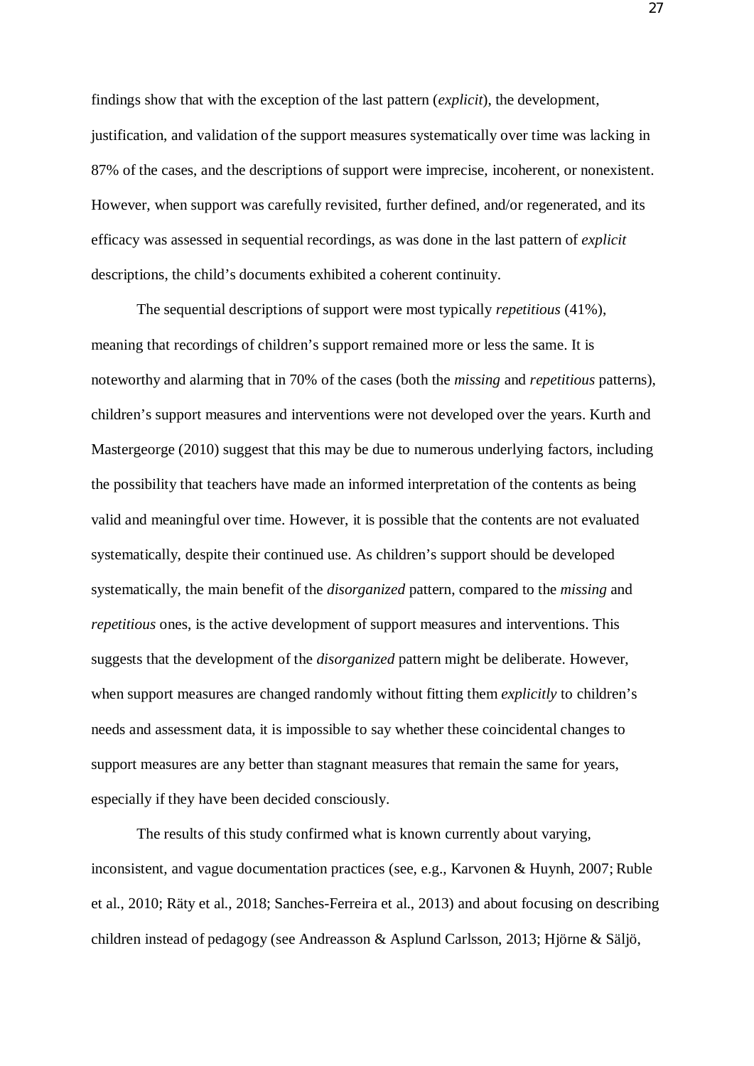findings show that with the exception of the last pattern (*explicit*), the development, justification, and validation of the support measures systematically over time was lacking in 87% of the cases, and the descriptions of support were imprecise, incoherent, or nonexistent. However, when support was carefully revisited, further defined, and/or regenerated, and its efficacy was assessed in sequential recordings, as was done in the last pattern of *explicit* descriptions, the child's documents exhibited a coherent continuity.

The sequential descriptions of support were most typically *repetitious* (41%), meaning that recordings of children's support remained more or less the same. It is noteworthy and alarming that in 70% of the cases (both the *missing* and *repetitious* patterns), children's support measures and interventions were not developed over the years. Kurth and Mastergeorge (2010) suggest that this may be due to numerous underlying factors, including the possibility that teachers have made an informed interpretation of the contents as being valid and meaningful over time. However, it is possible that the contents are not evaluated systematically, despite their continued use. As children's support should be developed systematically, the main benefit of the *disorganized* pattern, compared to the *missing* and *repetitious* ones, is the active development of support measures and interventions. This suggests that the development of the *disorganized* pattern might be deliberate. However, when support measures are changed randomly without fitting them *explicitly* to children's needs and assessment data, it is impossible to say whether these coincidental changes to support measures are any better than stagnant measures that remain the same for years, especially if they have been decided consciously.

The results of this study confirmed what is known currently about varying, inconsistent, and vague documentation practices (see, e.g., Karvonen & Huynh, 2007; Ruble et al., 2010; Räty et al., 2018; Sanches-Ferreira et al., 2013) and about focusing on describing children instead of pedagogy (see Andreasson & Asplund Carlsson, 2013; Hjörne & Säljö,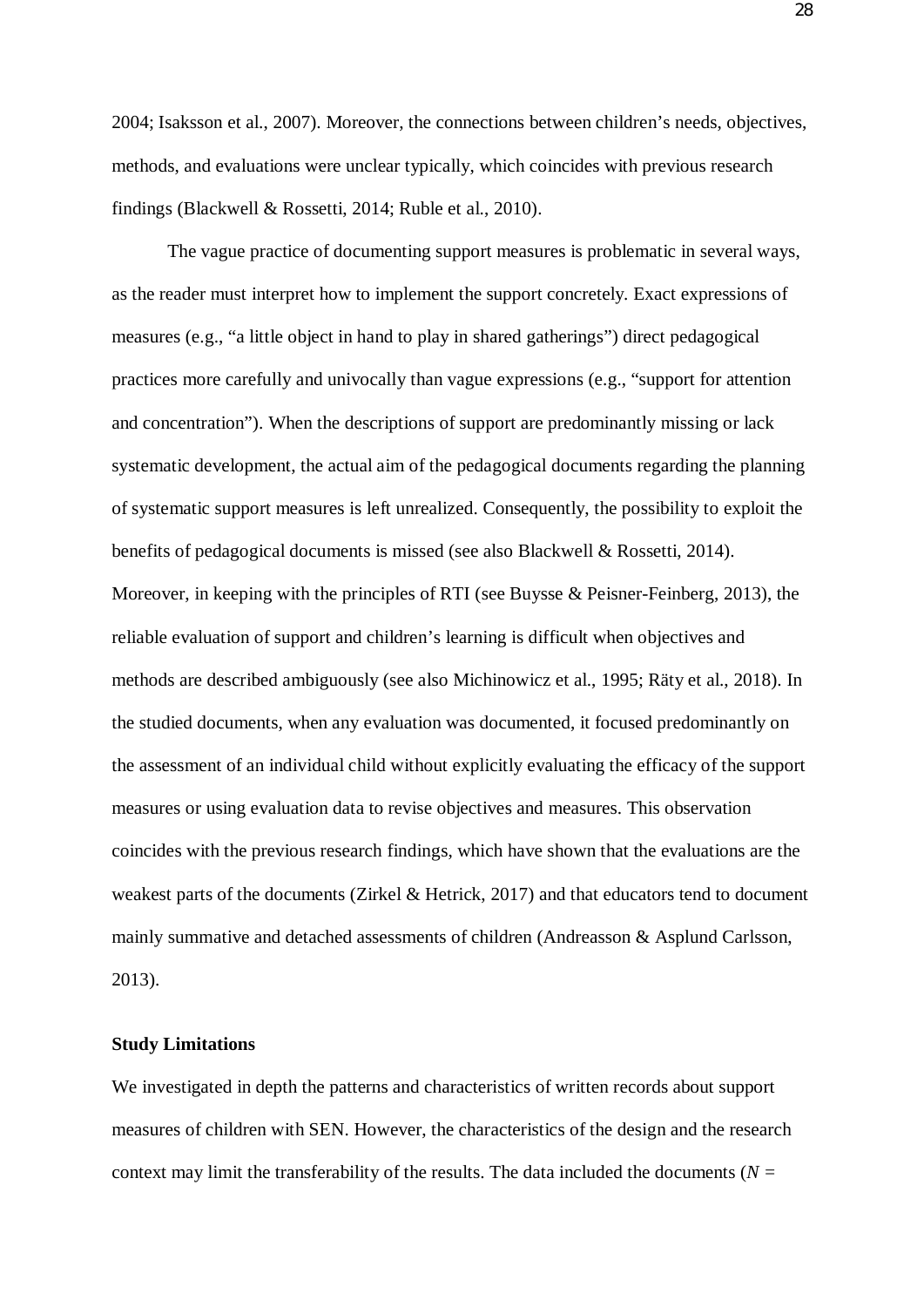2004; Isaksson et al., 2007). Moreover, the connections between children's needs, objectives, methods, and evaluations were unclear typically, which coincides with previous research findings (Blackwell & Rossetti, 2014; Ruble et al., 2010).

The vague practice of documenting support measures is problematic in several ways, as the reader must interpret how to implement the support concretely. Exact expressions of measures (e.g., "a little object in hand to play in shared gatherings") direct pedagogical practices more carefully and univocally than vague expressions (e.g., "support for attention and concentration"). When the descriptions of support are predominantly missing or lack systematic development, the actual aim of the pedagogical documents regarding the planning of systematic support measures is left unrealized. Consequently, the possibility to exploit the benefits of pedagogical documents is missed (see also Blackwell & Rossetti, 2014). Moreover, in keeping with the principles of RTI (see Buysse & Peisner-Feinberg, 2013), the reliable evaluation of support and children's learning is difficult when objectives and methods are described ambiguously (see also Michinowicz et al., 1995; Räty et al., 2018). In the studied documents, when any evaluation was documented, it focused predominantly on the assessment of an individual child without explicitly evaluating the efficacy of the support measures or using evaluation data to revise objectives and measures. This observation coincides with the previous research findings, which have shown that the evaluations are the weakest parts of the documents (Zirkel & Hetrick, 2017) and that educators tend to document mainly summative and detached assessments of children (Andreasson & Asplund Carlsson, 2013).

**Study Limitations**

We investigated in depth the patterns and characteristics of written records about support measures of children with SEN. However, the characteristics of the design and the research context may limit the transferability of the results. The data included the documents ($N$ =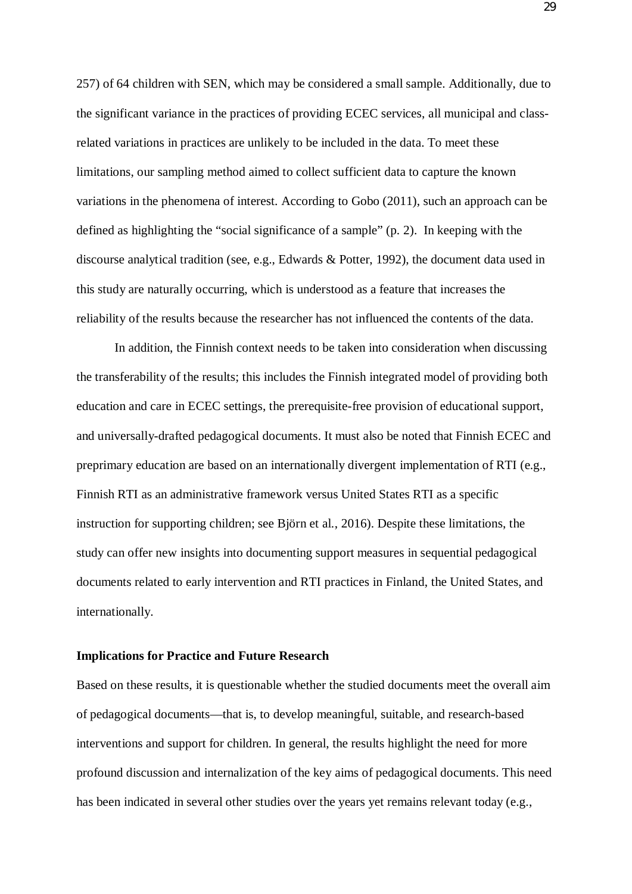257) of 64 children with SEN, which may be considered a small sample. Additionally, due to the significant variance in the practices of providing ECEC services, all municipal and class-related variations in practices are unlikely to be included in the data. To meet these limitations, our sampling method aimed to collect sufficient data to capture the known variations in the phenomena of interest. According to Gobo (2011), such an approach can be defined as highlighting the "social significance of a sample" (p. 2). In keeping with the discourse analytical tradition (see, e.g., Edwards & Potter, 1992), the document data used in this study are naturally occurring, which is understood as a feature that increases the reliability of the results because the researcher has not influenced the contents of the data.

In addition, the Finnish context needs to be taken into consideration when discussing the transferability of the results; this includes the Finnish integrated model of providing both education and care in ECEC settings, the prerequisite-free provision of educational support, and universally-drafted pedagogical documents. It must also be noted that Finnish ECEC and preprimary education are based on an internationally divergent implementation of RTI (e.g., Finnish RTI as an administrative framework versus United States RTI as a specific instruction for supporting children; see Björn et al., 2016). Despite these limitations, the study can offer new insights into documenting support measures in sequential pedagogical documents related to early intervention and RTI practices in Finland, the United States, and internationally.

**Implications for Practice and Future Research**

Based on these results, it is questionable whether the studied documents meet the overall aim of pedagogical documents—that is, to develop meaningful, suitable, and research-based interventions and support for children. In general, the results highlight the need for more profound discussion and internalization of the key aims of pedagogical documents. This need has been indicated in several other studies over the years yet remains relevant today (e.g.,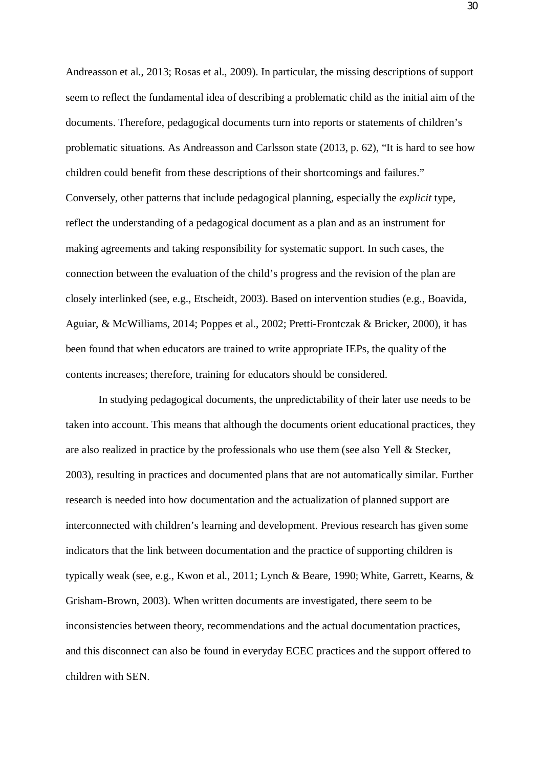Andreasson et al., 2013; Rosas et al., 2009). In particular, the missing descriptions of support seem to reflect the fundamental idea of describing a problematic child as the initial aim of the documents. Therefore, pedagogical documents turn into reports or statements of children's problematic situations. As Andreasson and Carlsson state (2013, p. 62), "It is hard to see how children could benefit from these descriptions of their shortcomings and failures." Conversely, other patterns that include pedagogical planning, especially the *explicit* type, reflect the understanding of a pedagogical document as a plan and as an instrument for making agreements and taking responsibility for systematic support. In such cases, the connection between the evaluation of the child's progress and the revision of the plan are closely interlinked (see, e.g., Etscheidt, 2003). Based on intervention studies (e.g., Boavida, Aguiar, & McWilliams, 2014; Poppes et al., 2002; Pretti-Frontczak & Bricker, 2000), it has been found that when educators are trained to write appropriate IEPs, the quality of the contents increases; therefore, training for educators should be considered.

In studying pedagogical documents, the unpredictability of their later use needs to be taken into account. This means that although the documents orient educational practices, they are also realized in practice by the professionals who use them (see also Yell & Stecker, 2003), resulting in practices and documented plans that are not automatically similar. Further research is needed into how documentation and the actualization of planned support are interconnected with children's learning and development. Previous research has given some indicators that the link between documentation and the practice of supporting children is typically weak (see, e.g., Kwon et al., 2011; Lynch & Beare, 1990; White, Garrett, Kearns, & Grisham-Brown, 2003). When written documents are investigated, there seem to be inconsistencies between theory, recommendations and the actual documentation practices, and this disconnect can also be found in everyday ECEC practices and the support offered to children with SEN.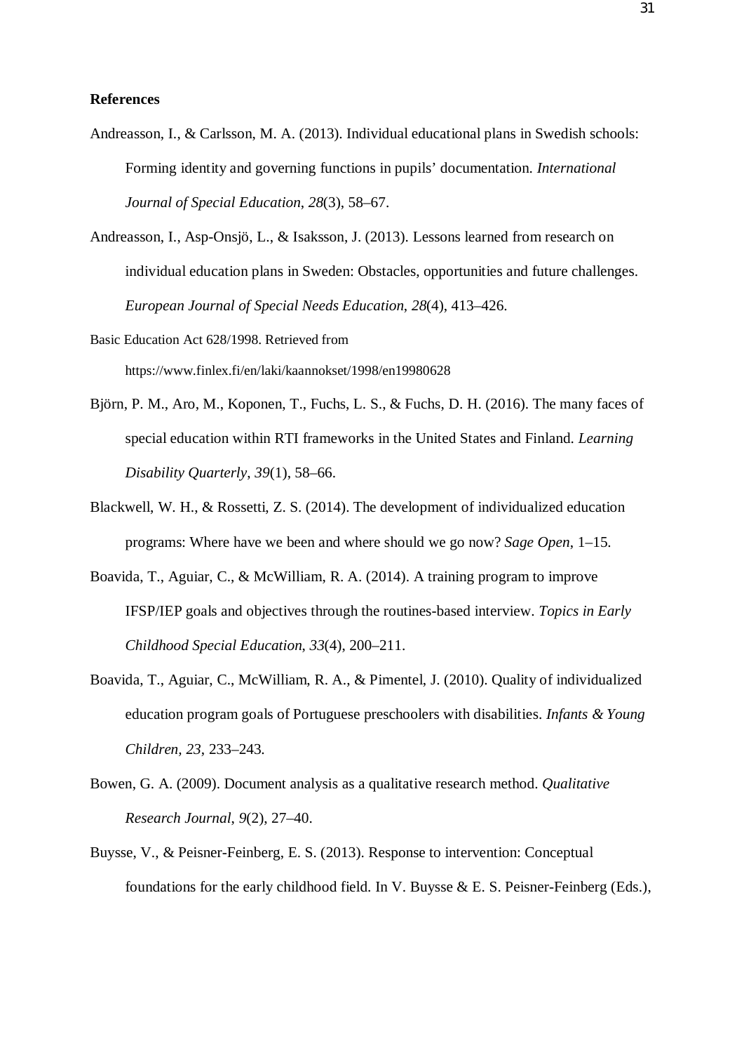**References**

Andreasson, I., & Carlsson, M. A. (2013). Individual educational plans in Swedish schools: Forming identity and governing functions in pupils' documentation. *International Journal of Special Education*, *28*(3), 58–67.

Andreasson, I., Asp-Onsjö, L., & Isaksson, J. (2013). Lessons learned from research on individual education plans in Sweden: Obstacles, opportunities and future challenges. *European Journal of Special Needs Education*, *28*(4), 413–426.

Basic Education Act 628/1998. Retrieved from https://www.finlex.fi/en/laki/kaannokset/1998/en19980628

Björn, P. M., Aro, M., Koponen, T., Fuchs, L. S., & Fuchs, D. H. (2016). The many faces of special education within RTI frameworks in the United States and Finland. *Learning Disability Quarterly*, *39*(1), 58–66.

Blackwell, W. H., & Rossetti, Z. S. (2014). The development of individualized education programs: Where have we been and where should we go now? *Sage Open*, 1–15.

Boavida, T., Aguiar, C., & McWilliam, R. A. (2014). A training program to improve IFSP/IEP goals and objectives through the routines-based interview. *Topics in Early Childhood Special Education*, *33*(4), 200–211.

Boavida, T., Aguiar, C., McWilliam, R. A., & Pimentel, J. (2010). Quality of individualized education program goals of Portuguese preschoolers with disabilities. *Infants & Young Children, 23*, 233–243.

Bowen, G. A. (2009). Document analysis as a qualitative research method. *Qualitative Research Journal*, *9*(2), 27–40.

Buysse, V., & Peisner-Feinberg, E. S. (2013). Response to intervention: Conceptual foundations for the early childhood field. In V. Buysse & E. S. Peisner-Feinberg (Eds.),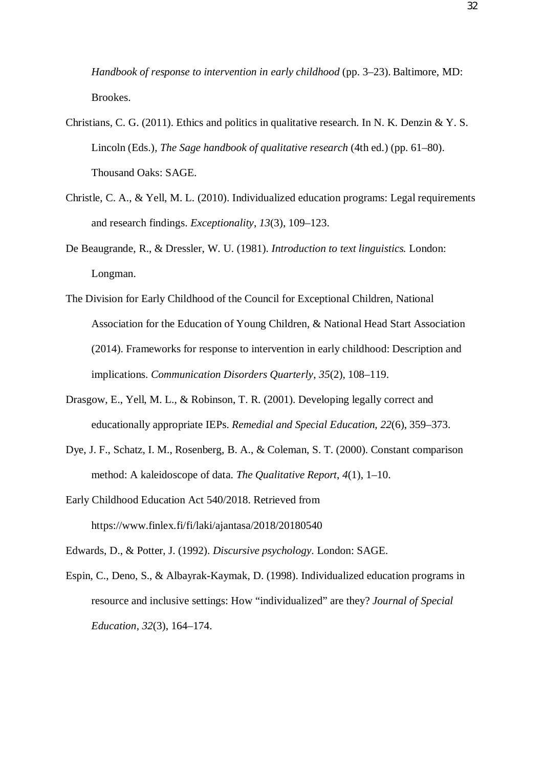*Handbook of response to intervention in early childhood* (pp. 3–23). Baltimore, MD: Brookes.

Christians, C. G. (2011). Ethics and politics in qualitative research. In N. K. Denzin & Y. S. Lincoln (Eds.), *The Sage handbook of qualitative research* (4th ed.) (pp. 61–80). Thousand Oaks: SAGE.

Christle, C. A., & Yell, M. L. (2010). Individualized education programs: Legal requirements and research findings. *Exceptionality*, *13*(3), 109–123.

De Beaugrande, R., & Dressler, W. U. (1981). *Introduction to text linguistics.* London: Longman.

The Division for Early Childhood of the Council for Exceptional Children, National Association for the Education of Young Children, & National Head Start Association (2014). Frameworks for response to intervention in early childhood: Description and implications. *Communication Disorders Quarterly*, *35*(2), 108–119.

Drasgow, E., Yell, M. L., & Robinson, T. R. (2001). Developing legally correct and educationally appropriate IEPs. *Remedial and Special Education, 22*(6), 359–373.

Dye, J. F., Schatz, I. M., Rosenberg, B. A., & Coleman, S. T. (2000). Constant comparison method: A kaleidoscope of data. *The Qualitative Report*, *4*(1), 1–10.

Early Childhood Education Act 540/2018. Retrieved from https://www.finlex.fi/fi/laki/ajantasa/2018/20180540

Edwards, D., & Potter, J. (1992). *Discursive psychology*. London: SAGE.

Espin, C., Deno, S., & Albayrak-Kaymak, D. (1998). Individualized education programs in resource and inclusive settings: How "individualized" are they? *Journal of Special Education*, *32*(3), 164–174.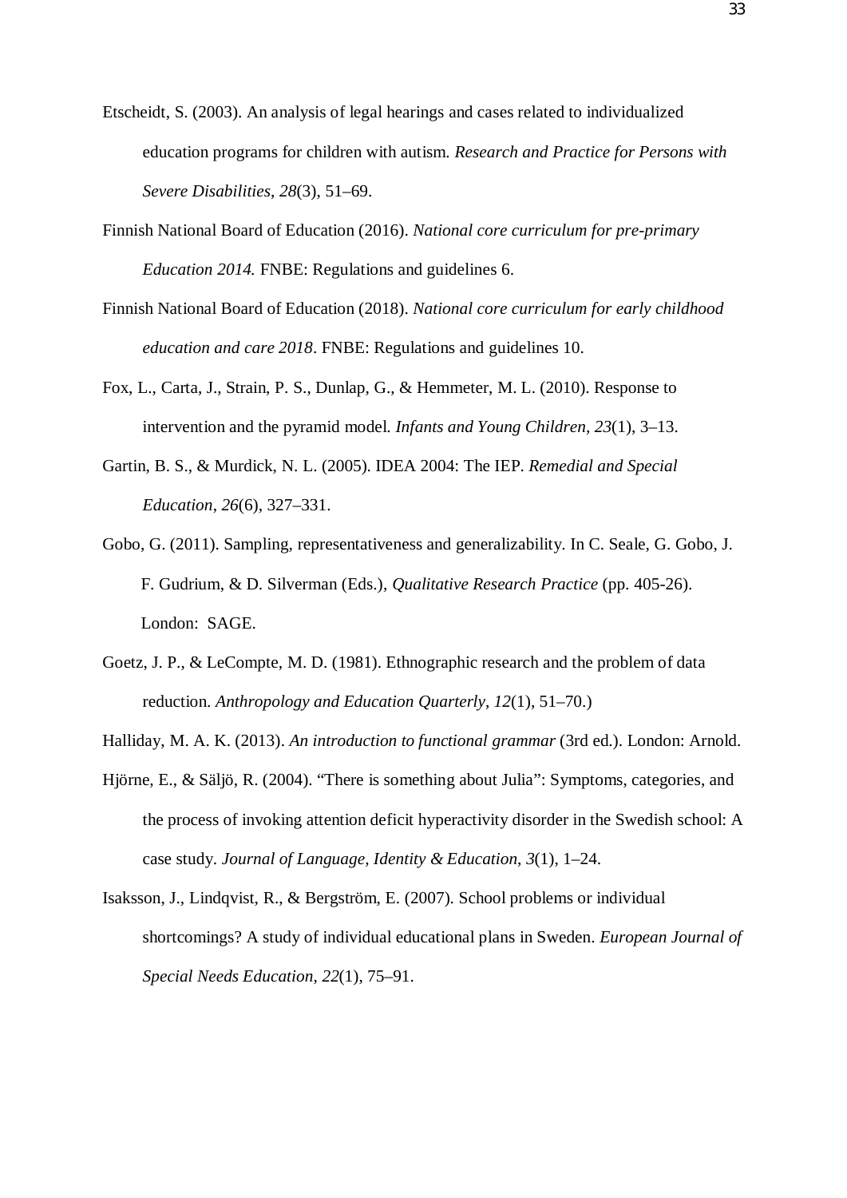Etscheidt, S. (2003). An analysis of legal hearings and cases related to individualized education programs for children with autism. *Research and Practice for Persons with Severe Disabilities*, *28*(3), 51–69.

Finnish National Board of Education (2016). *National core curriculum for pre-primary Education 2014.* FNBE: Regulations and guidelines 6.

Finnish National Board of Education (2018). *National core curriculum for early childhood education and care 2018*. FNBE: Regulations and guidelines 10.

Fox, L., Carta, J., Strain, P. S., Dunlap, G., & Hemmeter, M. L. (2010). Response to intervention and the pyramid model. *Infants and Young Children, 23*(1), 3–13.

Gartin, B. S., & Murdick, N. L. (2005). IDEA 2004: The IEP. *Remedial and Special Education*, *26*(6), 327–331.

Gobo, G. (2011). Sampling, representativeness and generalizability. In C. Seale, G. Gobo, J. F. Gudrium, & D. Silverman (Eds.), *Qualitative Research Practice* (pp. 405-26). London: SAGE.

Goetz, J. P., & LeCompte, M. D. (1981). Ethnographic research and the problem of data reduction. *Anthropology and Education Quarterly*, *12*(1), 51–70.)

Halliday, M. A. K. (2013). *An introduction to functional grammar* (3rd ed.). London: Arnold.

Hjörne, E., & Säljö, R. (2004). "There is something about Julia": Symptoms, categories, and the process of invoking attention deficit hyperactivity disorder in the Swedish school: A case study. *Journal of Language, Identity & Education*, *3*(1), 1–24.

Isaksson, J., Lindqvist, R., & Bergström, E. (2007). School problems or individual shortcomings? A study of individual educational plans in Sweden. *European Journal of Special Needs Education*, *22*(1), 75–91.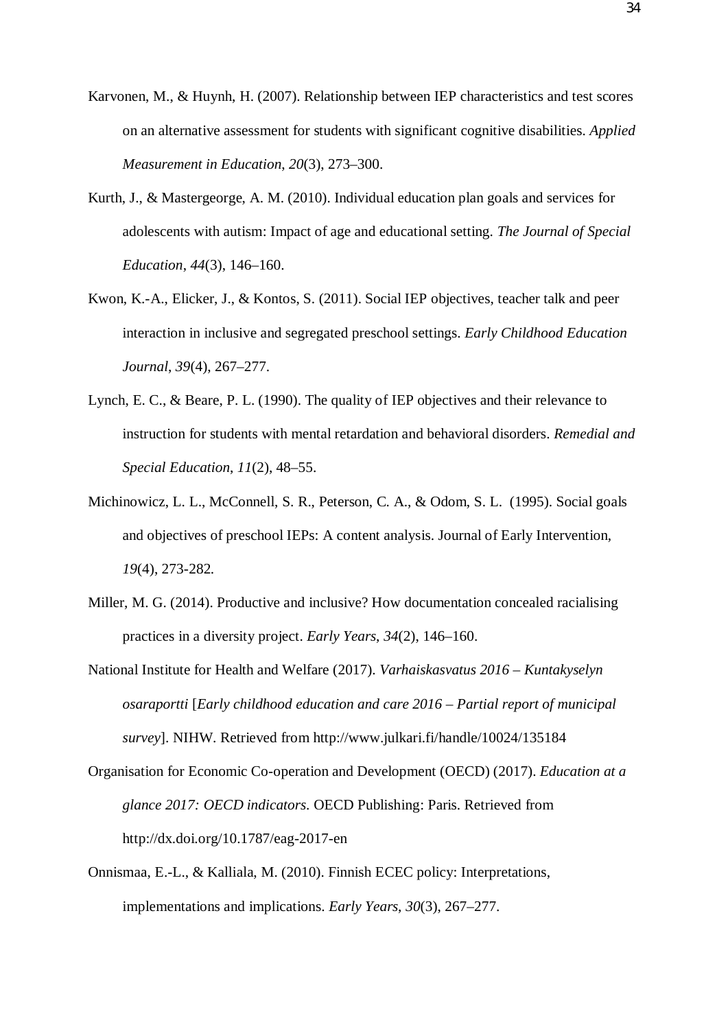Karvonen, M., & Huynh, H. (2007). Relationship between IEP characteristics and test scores on an alternative assessment for students with significant cognitive disabilities. *Applied Measurement in Education*, *20*(3), 273–300.

Kurth, J., & Mastergeorge, A. M. (2010). Individual education plan goals and services for adolescents with autism: Impact of age and educational setting. *The Journal of Special Education*, *44*(3), 146–160.

Kwon, K.-A., Elicker, J., & Kontos, S. (2011). Social IEP objectives, teacher talk and peer interaction in inclusive and segregated preschool settings. *Early Childhood Education Journal*, *39*(4), 267–277.

Lynch, E. C., & Beare, P. L. (1990). The quality of IEP objectives and their relevance to instruction for students with mental retardation and behavioral disorders. *Remedial and Special Education*, *11*(2), 48–55.

Michinowicz, L. L., McConnell, S. R., Peterson, C. A., & Odom, S. L. (1995). Social goals and objectives of preschool IEPs: A content analysis. Journal of Early Intervention, *19*(4), 273-282.

Miller, M. G. (2014). Productive and inclusive? How documentation concealed racialising practices in a diversity project. *Early Years*, *34*(2), 146–160.

National Institute for Health and Welfare (2017). *Varhaiskasvatus 2016 – Kuntakyselyn osaraportti* [*Early childhood education and care 2016 – Partial report of municipal survey*]. NIHW. Retrieved from http://www.julkari.fi/handle/10024/135184

Organisation for Economic Co-operation and Development (OECD) (2017). *Education at a glance 2017: OECD indicators*. OECD Publishing: Paris. Retrieved from http://dx.doi.org/10.1787/eag-2017-en

Onnismaa, E.-L., & Kalliala, M. (2010). Finnish ECEC policy: Interpretations, implementations and implications. *Early Years*, *30*(3), 267–277.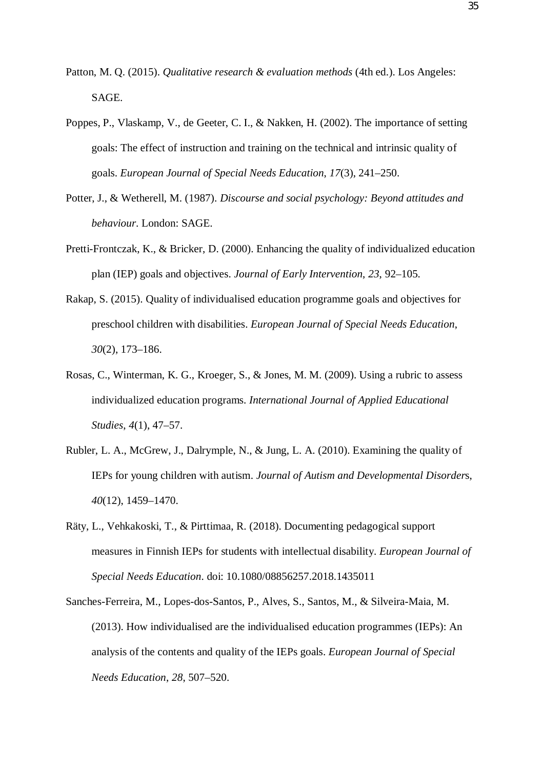Patton, M. Q. (2015). *Qualitative research & evaluation methods* (4th ed.). Los Angeles: SAGE.

Poppes, P., Vlaskamp, V., de Geeter, C. I., & Nakken, H. (2002). The importance of setting goals: The effect of instruction and training on the technical and intrinsic quality of goals. *European Journal of Special Needs Education*, *17*(3), 241–250.

Potter, J., & Wetherell, M. (1987). *Discourse and social psychology: Beyond attitudes and behaviour*. London: SAGE.

Pretti-Frontczak, K., & Bricker, D. (2000). Enhancing the quality of individualized education plan (IEP) goals and objectives. *Journal of Early Intervention*, *23*, 92–105.

Rakap, S. (2015). Quality of individualised education programme goals and objectives for preschool children with disabilities. *European Journal of Special Needs Education*, *30*(2), 173–186.

Rosas, C., Winterman, K. G., Kroeger, S., & Jones, M. M. (2009). Using a rubric to assess individualized education programs. *International Journal of Applied Educational Studies*, *4*(1), 47–57.

Rubler, L. A., McGrew, J., Dalrymple, N., & Jung, L. A. (2010). Examining the quality of IEPs for young children with autism. *Journal of Autism and Developmental Disorder*s, *40*(12), 1459–1470.

Räty, L., Vehkakoski, T., & Pirttimaa, R. (2018). Documenting pedagogical support measures in Finnish IEPs for students with intellectual disability. *European Journal of Special Needs Education*. doi: 10.1080/08856257.2018.1435011

Sanches-Ferreira, M., Lopes-dos-Santos, P., Alves, S., Santos, M., & Silveira-Maia, M. (2013). How individualised are the individualised education programmes (IEPs): An analysis of the contents and quality of the IEPs goals. *European Journal of Special Needs Education*, *28*, 507–520.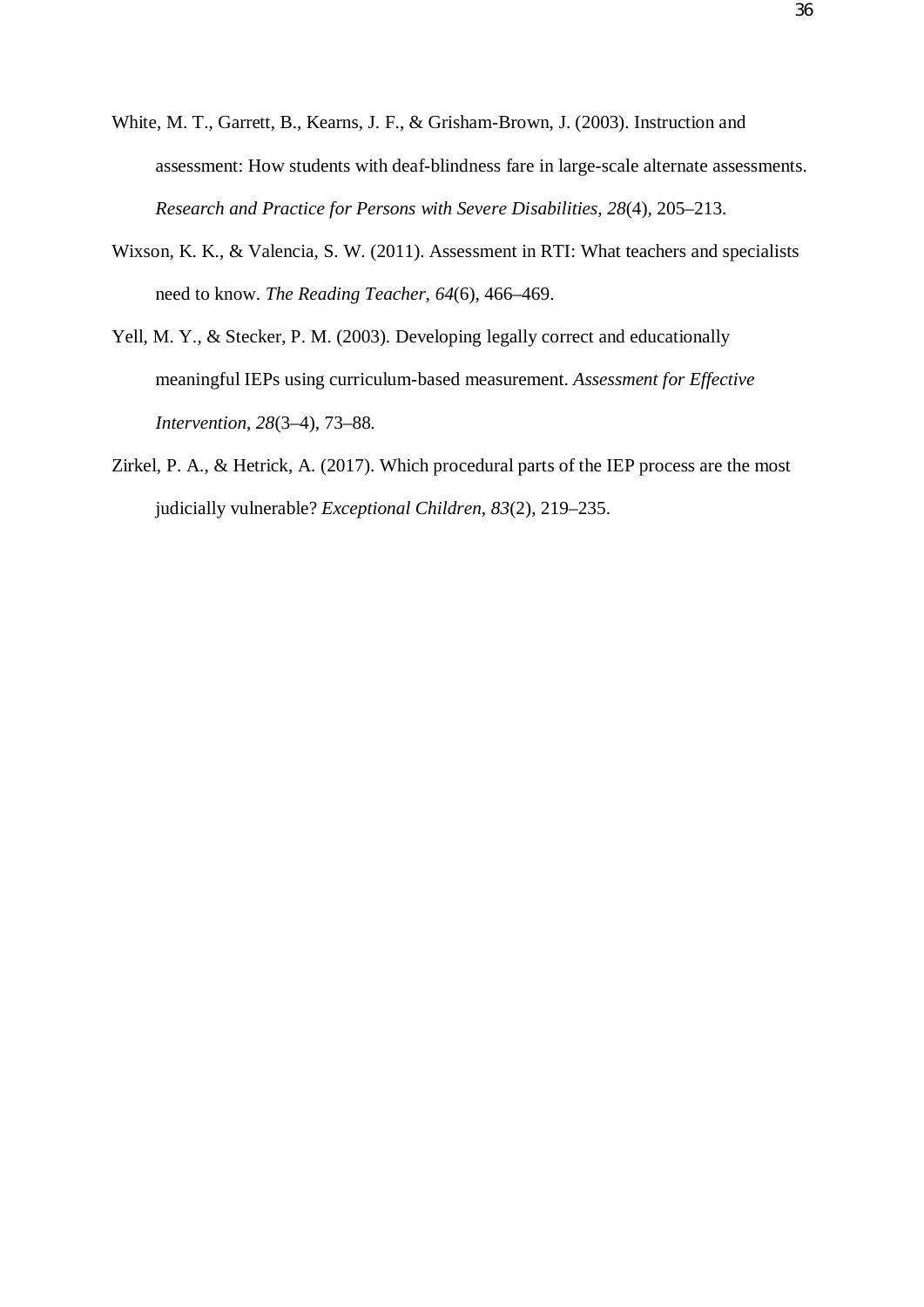White, M. T., Garrett, B., Kearns, J. F., & Grisham-Brown, J. (2003). Instruction and assessment: How students with deaf-blindness fare in large-scale alternate assessments. *Research and Practice for Persons with Severe Disabilities*, *28*(4), 205–213.

Wixson, K. K., & Valencia, S. W. (2011). Assessment in RTI: What teachers and specialists need to know. *The Reading Teacher*, *64*(6), 466–469.

Yell, M. Y., & Stecker, P. M. (2003). Developing legally correct and educationally meaningful IEPs using curriculum-based measurement. *Assessment for Effective Intervention*, *28*(3–4), 73–88.

Zirkel, P. A., & Hetrick, A. (2017). Which procedural parts of the IEP process are the most judicially vulnerable? *Exceptional Children*, *83*(2), 219–235.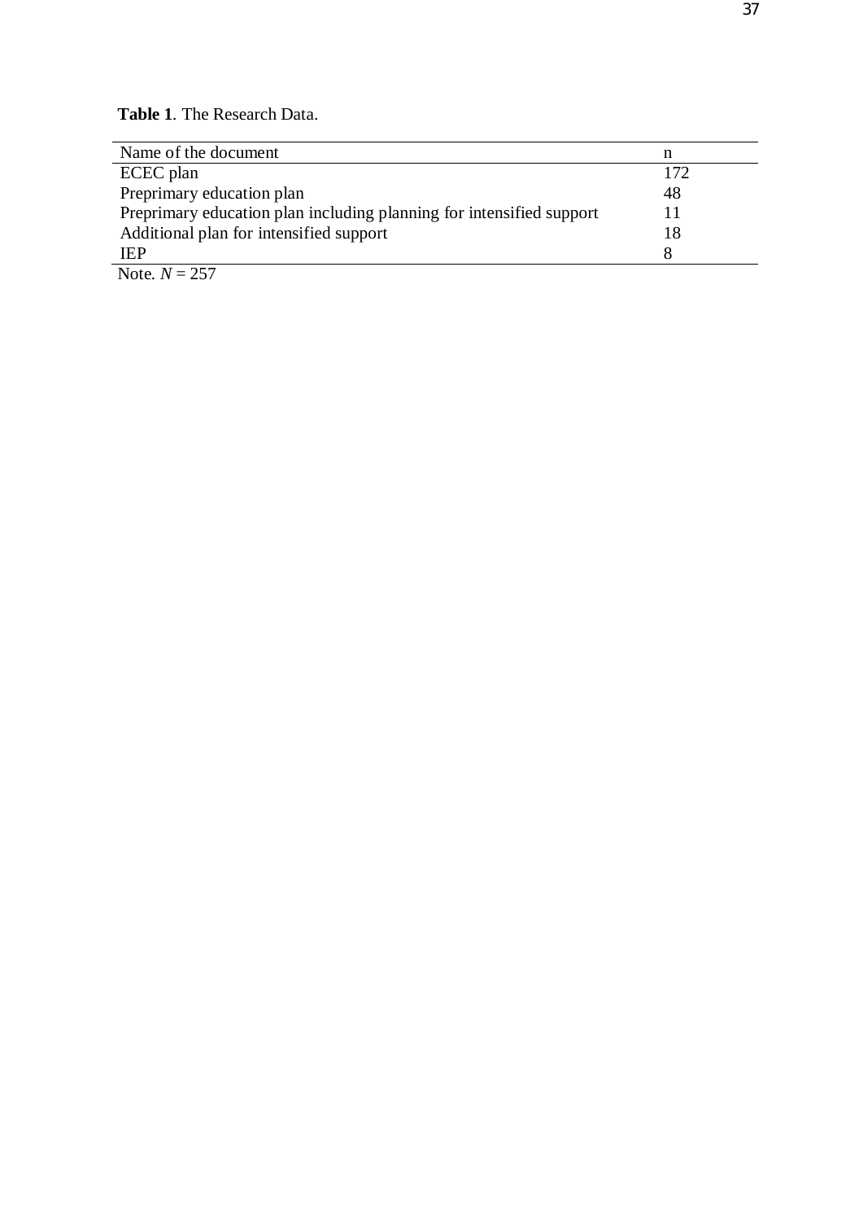**Table 1**. The Research Data.

| Name of the document | n |
|---|---|
| ECEC plan | 172 |
| Preprimary education plan | 48 |
| Preprimary education plan including planning for intensified support | 11 |
| Additional plan for intensified support | 18 |
| IEP | 8 |

Note. $N = 257$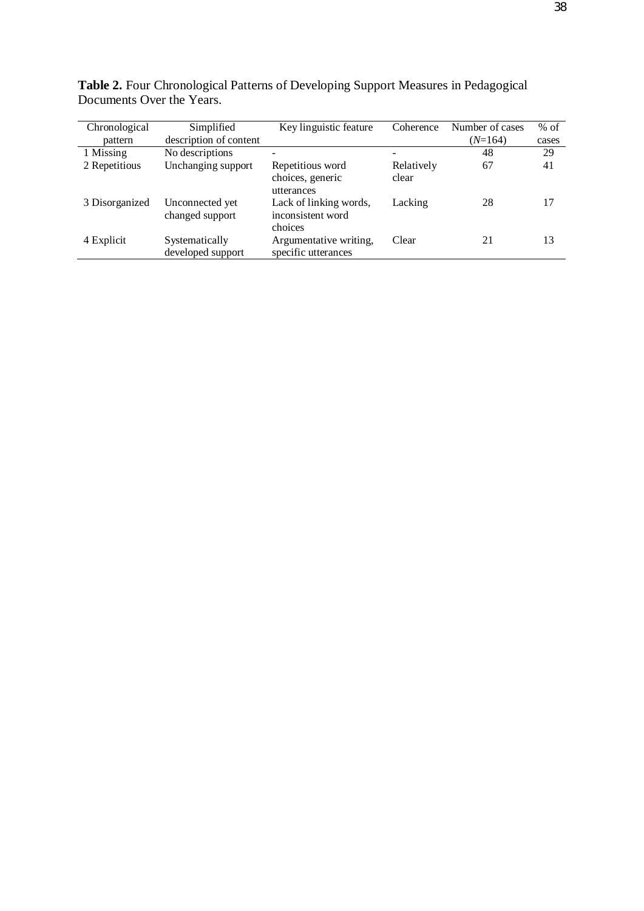**Table 2.** Four Chronological Patterns of Developing Support Measures in Pedagogical Documents Over the Years.

| Chronological pattern | Simplified description of content | Key linguistic feature | Coherence | Number of cases (*N*=164) | % of cases |
|---|---|---|---|---|---|
| 1 Missing | No descriptions | - | - | 48 | 29 |
| 2 Repetitious | Unchanging support | Repetitious word choices, generic utterances | Relatively clear | 67 | 41 |
| 3 Disorganized | Unconnected yet changed support | Lack of linking words, inconsistent word choices | Lacking | 28 | 17 |
| 4 Explicit | Systematically developed support | Argumentative writing, specific utterances | Clear | 21 | 13 |